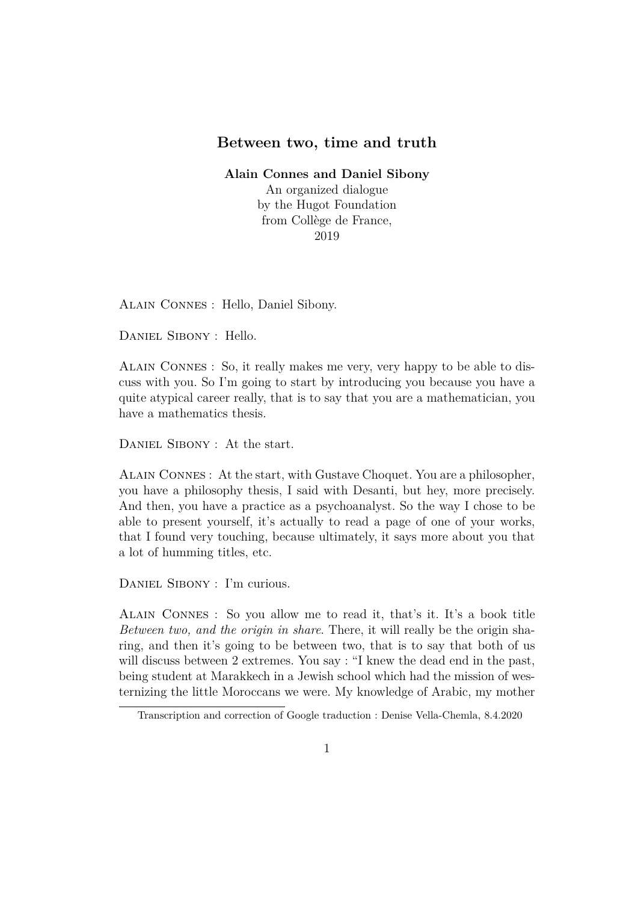# Between two, time and truth

**Alain Connes and Daniel Sibony**

An organized dialogue
by the Hugot Foundation
from Collège de France,
2019

Alain Connes : Hello, Daniel Sibony.

Daniel Sibony : Hello.

Alain Connes : So, it really makes me very, very happy to be able to discuss with you. So I'm going to start by introducing you because you have a quite atypical career really, that is to say that you are a mathematician, you have a mathematics thesis.

Daniel Sibony : At the start.

Alain Connes : At the start, with Gustave Choquet. You are a philosopher, you have a philosophy thesis, I said with Desanti, but hey, more precisely. And then, you have a practice as a psychoanalyst. So the way I chose to be able to present yourself, it's actually to read a page of one of your works, that I found very touching, because ultimately, it says more about you that a lot of humming titles, etc.

Daniel Sibony : I'm curious.

Alain Connes : So you allow me to read it, that's it. It's a book title *Between two, and the origin in share*. There, it will really be the origin sharing, and then it's going to be between two, that is to say that both of us will discuss between 2 extremes. You say : "I knew the dead end in the past, being student at Marakkech in a Jewish school which had the mission of westernizing the little Moroccans we were. My knowledge of Arabic, my mother

---

Transcription and correction of Google traduction : Denise Vella-Chemla, 8.4.2020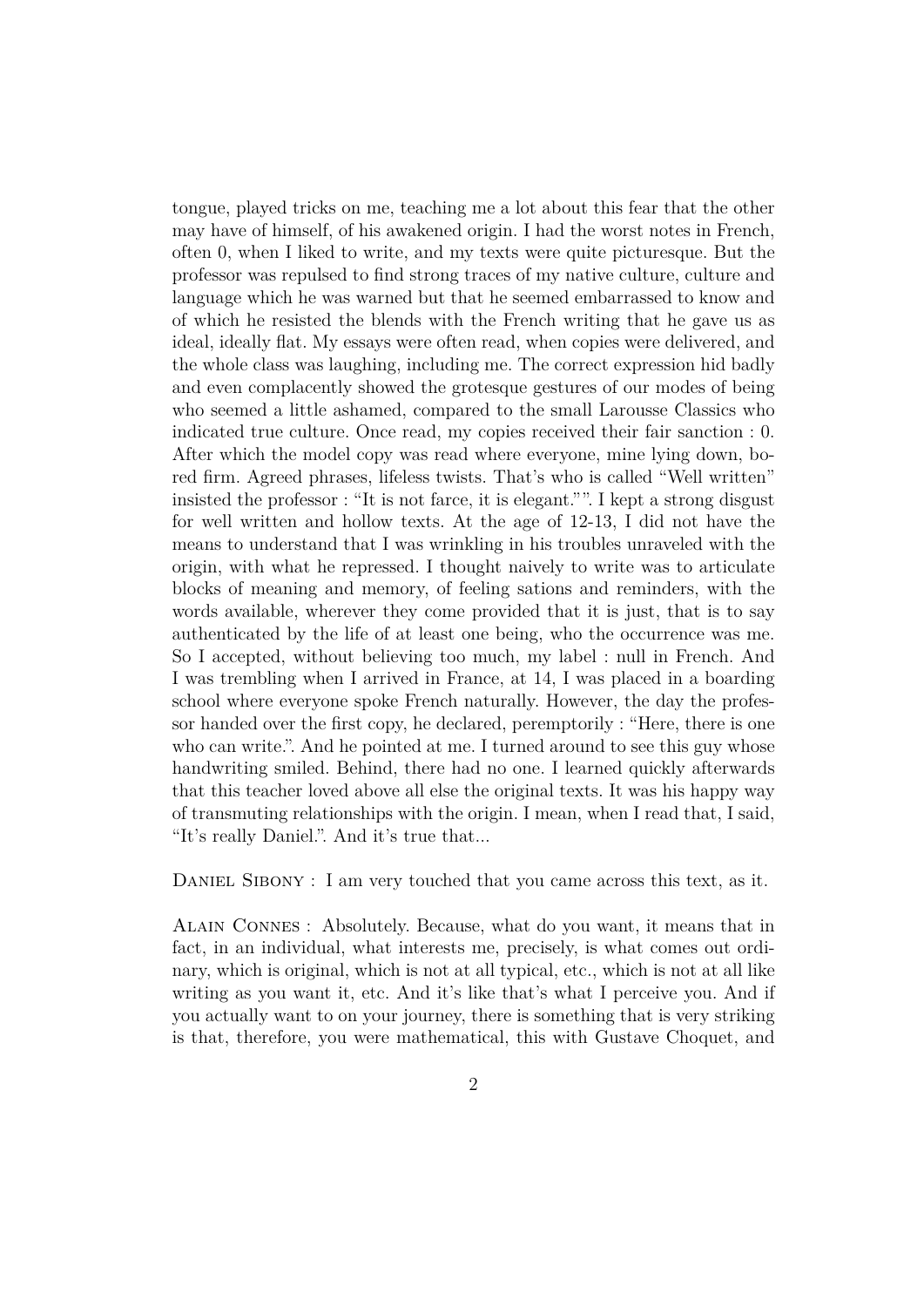tongue, played tricks on me, teaching me a lot about this fear that the other may have of himself, of his awakened origin. I had the worst notes in French, often 0, when I liked to write, and my texts were quite picturesque. But the professor was repulsed to find strong traces of my native culture, culture and language which he was warned but that he seemed embarrassed to know and of which he resisted the blends with the French writing that he gave us as ideal, ideally flat. My essays were often read, when copies were delivered, and the whole class was laughing, including me. The correct expression hid badly and even complacently showed the grotesque gestures of our modes of being who seemed a little ashamed, compared to the small Larousse Classics who indicated true culture. Once read, my copies received their fair sanction : 0. After which the model copy was read where everyone, mine lying down, bored firm. Agreed phrases, lifeless twists. That's who is called "Well written" insisted the professor : "It is not farce, it is elegant."". I kept a strong disgust for well written and hollow texts. At the age of 12-13, I did not have the means to understand that I was wrinkling in his troubles unraveled with the origin, with what he repressed. I thought naively to write was to articulate blocks of meaning and memory, of feeling sations and reminders, with the words available, wherever they come provided that it is just, that is to say authenticated by the life of at least one being, who the occurrence was me. So I accepted, without believing too much, my label : null in French. And I was trembling when I arrived in France, at 14, I was placed in a boarding school where everyone spoke French naturally. However, the day the professor handed over the first copy, he declared, peremptorily : "Here, there is one who can write.". And he pointed at me. I turned around to see this guy whose handwriting smiled. Behind, there had no one. I learned quickly afterwards that this teacher loved above all else the original texts. It was his happy way of transmuting relationships with the origin. I mean, when I read that, I said, "It's really Daniel.". And it's true that...

Daniel Sibony : I am very touched that you came across this text, as it.

Alain Connes : Absolutely. Because, what do you want, it means that in fact, in an individual, what interests me, precisely, is what comes out ordinary, which is original, which is not at all typical, etc., which is not at all like writing as you want it, etc. And it's like that's what I perceive you. And if you actually want to on your journey, there is something that is very striking is that, therefore, you were mathematical, this with Gustave Choquet, and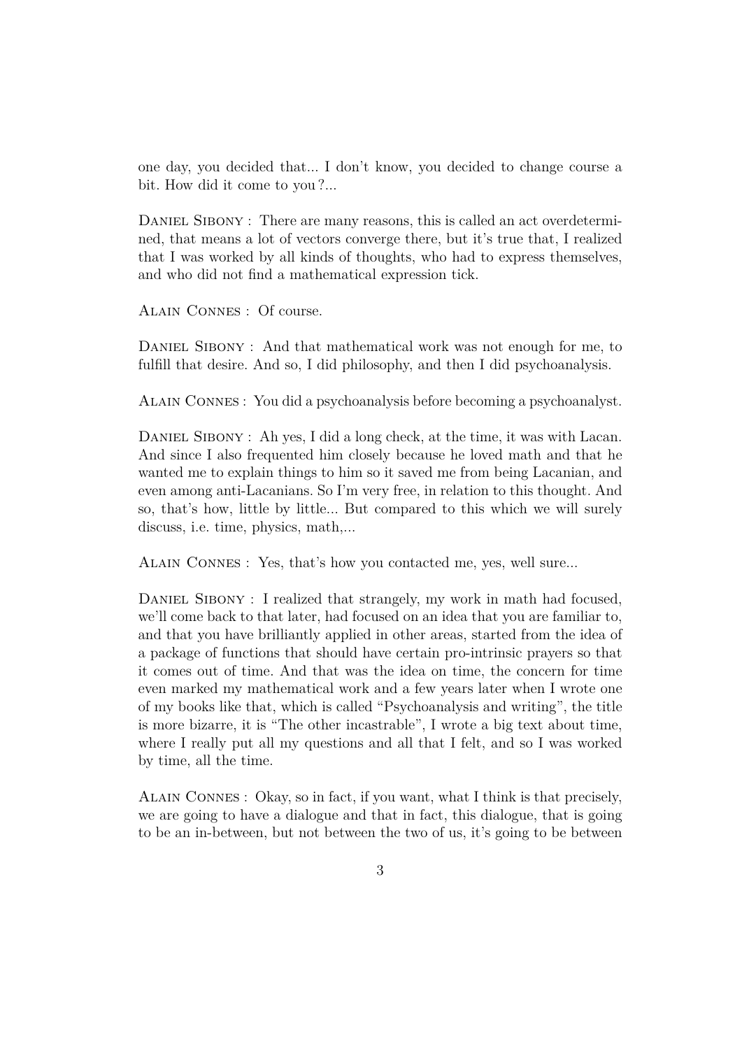one day, you decided that... I don't know, you decided to change course a bit. How did it come to you ?...

Daniel Sibony : There are many reasons, this is called an act overdetermined, that means a lot of vectors converge there, but it's true that, I realized that I was worked by all kinds of thoughts, who had to express themselves, and who did not find a mathematical expression tick.

Alain Connes : Of course.

Daniel Sibony : And that mathematical work was not enough for me, to fulfill that desire. And so, I did philosophy, and then I did psychoanalysis.

Alain Connes : You did a psychoanalysis before becoming a psychoanalyst.

Daniel Sibony : Ah yes, I did a long check, at the time, it was with Lacan. And since I also frequented him closely because he loved math and that he wanted me to explain things to him so it saved me from being Lacanian, and even among anti-Lacanians. So I'm very free, in relation to this thought. And so, that's how, little by little... But compared to this which we will surely discuss, i.e. time, physics, math,...

Alain Connes : Yes, that's how you contacted me, yes, well sure...

Daniel Sibony : I realized that strangely, my work in math had focused, we'll come back to that later, had focused on an idea that you are familiar to, and that you have brilliantly applied in other areas, started from the idea of a package of functions that should have certain pro-intrinsic prayers so that it comes out of time. And that was the idea on time, the concern for time even marked my mathematical work and a few years later when I wrote one of my books like that, which is called "Psychoanalysis and writing", the title is more bizarre, it is "The other incastrable", I wrote a big text about time, where I really put all my questions and all that I felt, and so I was worked by time, all the time.

Alain Connes : Okay, so in fact, if you want, what I think is that precisely, we are going to have a dialogue and that in fact, this dialogue, that is going to be an in-between, but not between the two of us, it's going to be between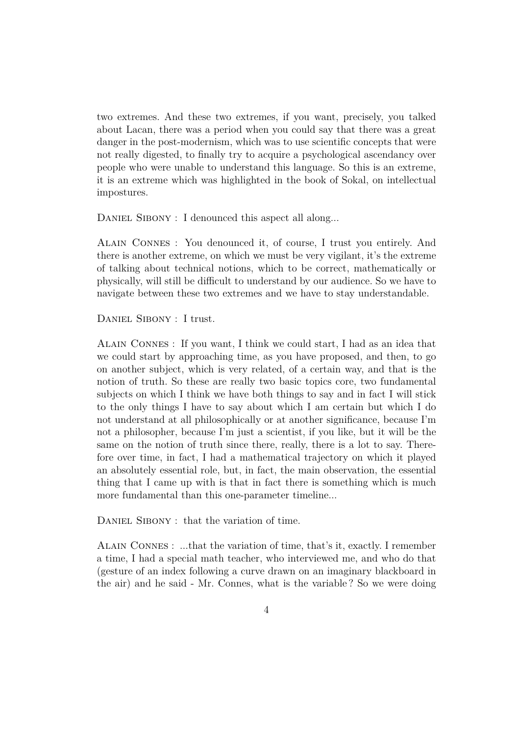two extremes. And these two extremes, if you want, precisely, you talked about Lacan, there was a period when you could say that there was a great danger in the post-modernism, which was to use scientific concepts that were not really digested, to finally try to acquire a psychological ascendancy over people who were unable to understand this language. So this is an extreme, it is an extreme which was highlighted in the book of Sokal, on intellectual impostures.

Daniel Sibony : I denounced this aspect all along...

Alain Connes : You denounced it, of course, I trust you entirely. And there is another extreme, on which we must be very vigilant, it's the extreme of talking about technical notions, which to be correct, mathematically or physically, will still be difficult to understand by our audience. So we have to navigate between these two extremes and we have to stay understandable.

Daniel Sibony : I trust.

Alain Connes : If you want, I think we could start, I had as an idea that we could start by approaching time, as you have proposed, and then, to go on another subject, which is very related, of a certain way, and that is the notion of truth. So these are really two basic topics core, two fundamental subjects on which I think we have both things to say and in fact I will stick to the only things I have to say about which I am certain but which I do not understand at all philosophically or at another significance, because I'm not a philosopher, because I'm just a scientist, if you like, but it will be the same on the notion of truth since there, really, there is a lot to say. Therefore over time, in fact, I had a mathematical trajectory on which it played an absolutely essential role, but, in fact, the main observation, the essential thing that I came up with is that in fact there is something which is much more fundamental than this one-parameter timeline...

Daniel Sibony : that the variation of time.

Alain Connes : ...that the variation of time, that's it, exactly. I remember a time, I had a special math teacher, who interviewed me, and who do that (gesture of an index following a curve drawn on an imaginary blackboard in the air) and he said - Mr. Connes, what is the variable ? So we were doing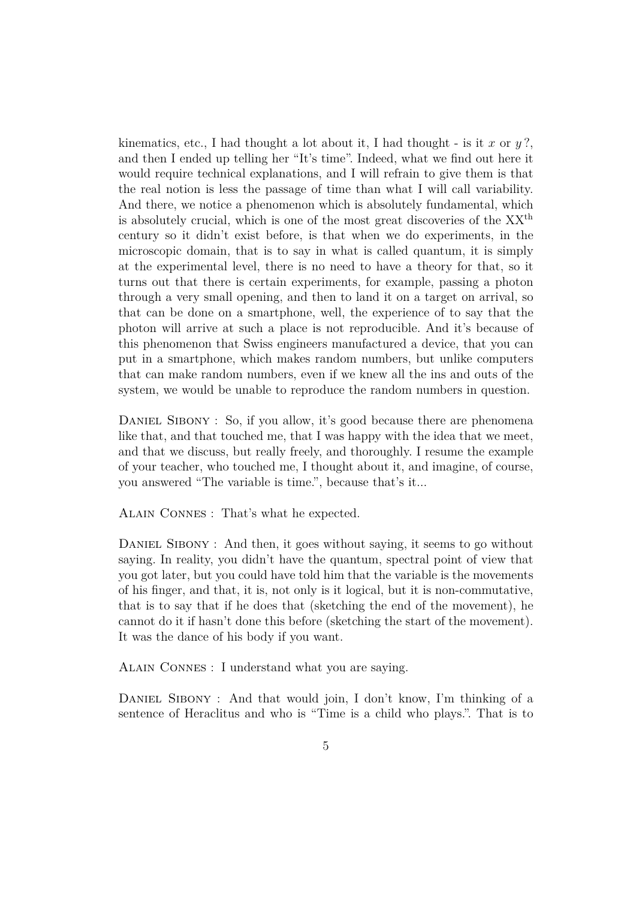kinematics, etc., I had thought a lot about it, I had thought - is it $x$ or $y$?, and then I ended up telling her "It's time". Indeed, what we find out here it would require technical explanations, and I will refrain to give them is that the real notion is less the passage of time than what I will call variability. And there, we notice a phenomenon which is absolutely fundamental, which is absolutely crucial, which is one of the most great discoveries of the XX$^{\text{th}}$ century so it didn't exist before, is that when we do experiments, in the microscopic domain, that is to say in what is called quantum, it is simply at the experimental level, there is no need to have a theory for that, so it turns out that there is certain experiments, for example, passing a photon through a very small opening, and then to land it on a target on arrival, so that can be done on a smartphone, well, the experience of to say that the photon will arrive at such a place is not reproducible. And it's because of this phenomenon that Swiss engineers manufactured a device, that you can put in a smartphone, which makes random numbers, but unlike computers that can make random numbers, even if we knew all the ins and outs of the system, we would be unable to reproduce the random numbers in question.

Daniel Sibony : So, if you allow, it's good because there are phenomena like that, and that touched me, that I was happy with the idea that we meet, and that we discuss, but really freely, and thoroughly. I resume the example of your teacher, who touched me, I thought about it, and imagine, of course, you answered "The variable is time.", because that's it...

Alain Connes : That's what he expected.

Daniel Sibony : And then, it goes without saying, it seems to go without saying. In reality, you didn't have the quantum, spectral point of view that you got later, but you could have told him that the variable is the movements of his finger, and that, it is, not only is it logical, but it is non-commutative, that is to say that if he does that (sketching the end of the movement), he cannot do it if hasn't done this before (sketching the start of the movement). It was the dance of his body if you want.

Alain Connes : I understand what you are saying.

Daniel Sibony : And that would join, I don't know, I'm thinking of a sentence of Heraclitus and who is "Time is a child who plays.". That is to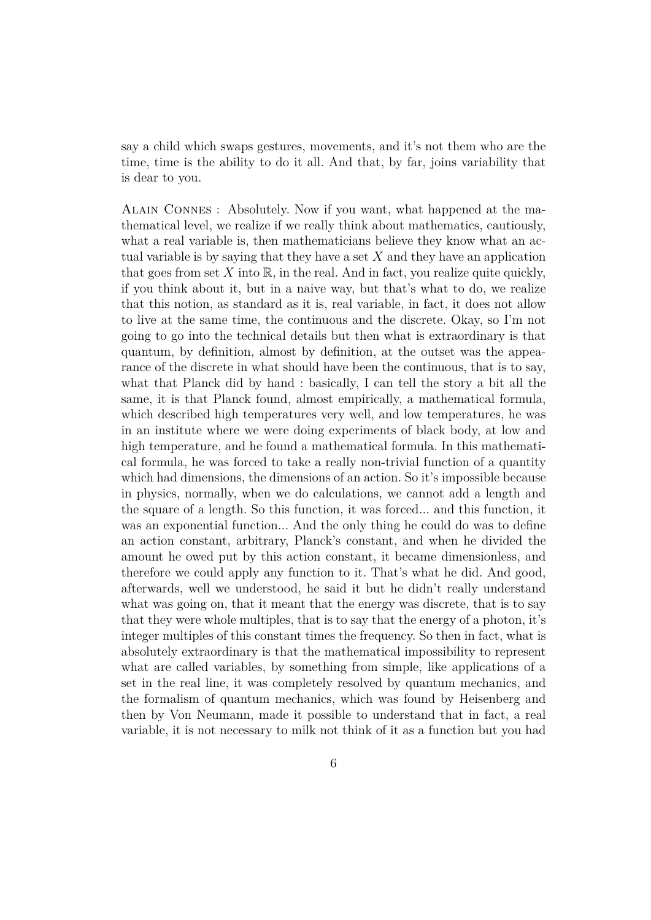say a child which swaps gestures, movements, and it's not them who are the time, time is the ability to do it all. And that, by far, joins variability that is dear to you.

ALAIN CONNES : Absolutely. Now if you want, what happened at the mathematical level, we realize if we really think about mathematics, cautiously, what a real variable is, then mathematicians believe they know what an actual variable is by saying that they have a set $X$ and they have an application that goes from set $X$ into $\mathbb{R}$, in the real. And in fact, you realize quite quickly, if you think about it, but in a naive way, but that's what to do, we realize that this notion, as standard as it is, real variable, in fact, it does not allow to live at the same time, the continuous and the discrete. Okay, so I'm not going to go into the technical details but then what is extraordinary is that quantum, by definition, almost by definition, at the outset was the appearance of the discrete in what should have been the continuous, that is to say, what that Planck did by hand : basically, I can tell the story a bit all the same, it is that Planck found, almost empirically, a mathematical formula, which described high temperatures very well, and low temperatures, he was in an institute where we were doing experiments of black body, at low and high temperature, and he found a mathematical formula. In this mathematical formula, he was forced to take a really non-trivial function of a quantity which had dimensions, the dimensions of an action. So it's impossible because in physics, normally, when we do calculations, we cannot add a length and the square of a length. So this function, it was forced... and this function, it was an exponential function... And the only thing he could do was to define an action constant, arbitrary, Planck's constant, and when he divided the amount he owed put by this action constant, it became dimensionless, and therefore we could apply any function to it. That's what he did. And good, afterwards, well we understood, he said it but he didn't really understand what was going on, that it meant that the energy was discrete, that is to say that they were whole multiples, that is to say that the energy of a photon, it's integer multiples of this constant times the frequency. So then in fact, what is absolutely extraordinary is that the mathematical impossibility to represent what are called variables, by something from simple, like applications of a set in the real line, it was completely resolved by quantum mechanics, and the formalism of quantum mechanics, which was found by Heisenberg and then by Von Neumann, made it possible to understand that in fact, a real variable, it is not necessary to milk not think of it as a function but you had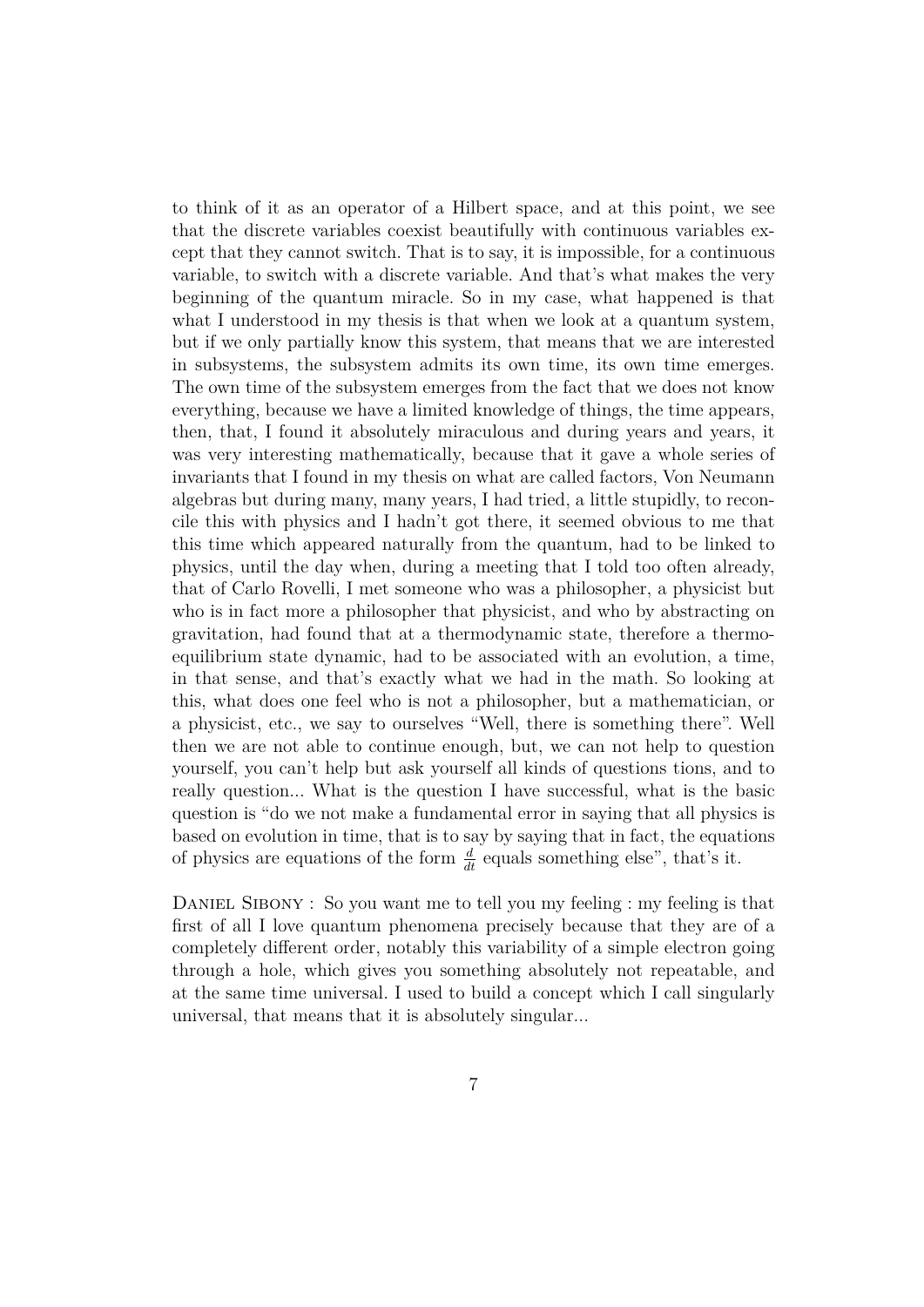to think of it as an operator of a Hilbert space, and at this point, we see that the discrete variables coexist beautifully with continuous variables except that they cannot switch. That is to say, it is impossible, for a continuous variable, to switch with a discrete variable. And that's what makes the very beginning of the quantum miracle. So in my case, what happened is that what I understood in my thesis is that when we look at a quantum system, but if we only partially know this system, that means that we are interested in subsystems, the subsystem admits its own time, its own time emerges. The own time of the subsystem emerges from the fact that we does not know everything, because we have a limited knowledge of things, the time appears, then, that, I found it absolutely miraculous and during years and years, it was very interesting mathematically, because that it gave a whole series of invariants that I found in my thesis on what are called factors, Von Neumann algebras but during many, many years, I had tried, a little stupidly, to reconcile this with physics and I hadn't got there, it seemed obvious to me that this time which appeared naturally from the quantum, had to be linked to physics, until the day when, during a meeting that I told too often already, that of Carlo Rovelli, I met someone who was a philosopher, a physicist but who is in fact more a philosopher that physicist, and who by abstracting on gravitation, had found that at a thermodynamic state, therefore a thermo-equilibrium state dynamic, had to be associated with an evolution, a time, in that sense, and that's exactly what we had in the math. So looking at this, what does one feel who is not a philosopher, but a mathematician, or a physicist, etc., we say to ourselves "Well, there is something there". Well then we are not able to continue enough, but, we can not help to question yourself, you can't help but ask yourself all kinds of questions tions, and to really question... What is the question I have successful, what is the basic question is "do we not make a fundamental error in saying that all physics is based on evolution in time, that is to say by saying that in fact, the equations of physics are equations of the form $\frac{d}{dt}$ equals something else", that's it.

Daniel Sibony : So you want me to tell you my feeling : my feeling is that first of all I love quantum phenomena precisely because that they are of a completely different order, notably this variability of a simple electron going through a hole, which gives you something absolutely not repeatable, and at the same time universal. I used to build a concept which I call singularly universal, that means that it is absolutely singular...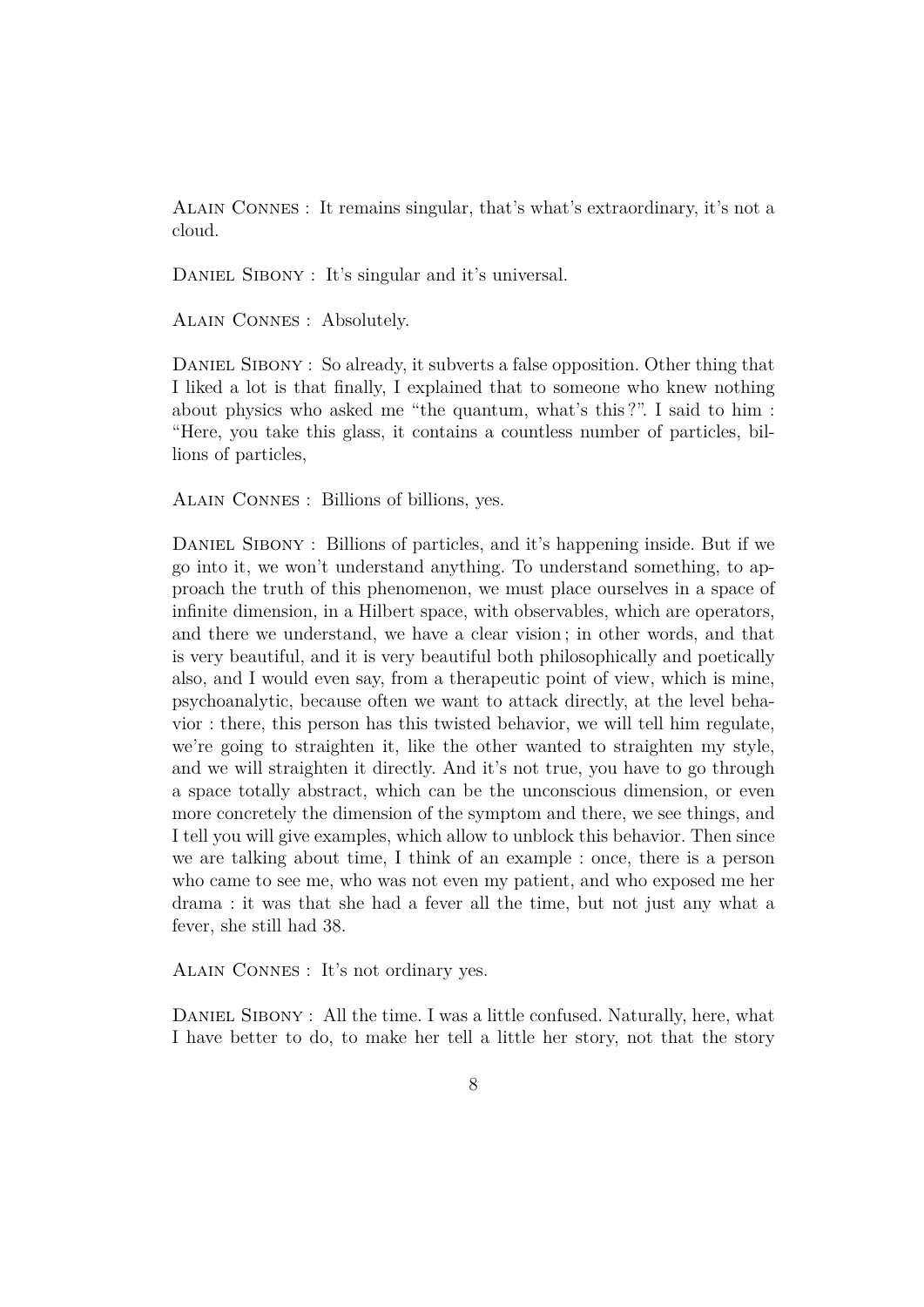Alain Connes : It remains singular, that's what's extraordinary, it's not a cloud.

Daniel Sibony : It's singular and it's universal.

Alain Connes : Absolutely.

Daniel Sibony : So already, it subverts a false opposition. Other thing that I liked a lot is that finally, I explained that to someone who knew nothing about physics who asked me "the quantum, what's this ?". I said to him : "Here, you take this glass, it contains a countless number of particles, billions of particles,

Alain Connes : Billions of billions, yes.

Daniel Sibony : Billions of particles, and it's happening inside. But if we go into it, we won't understand anything. To understand something, to approach the truth of this phenomenon, we must place ourselves in a space of infinite dimension, in a Hilbert space, with observables, which are operators, and there we understand, we have a clear vision ; in other words, and that is very beautiful, and it is very beautiful both philosophically and poetically also, and I would even say, from a therapeutic point of view, which is mine, psychoanalytic, because often we want to attack directly, at the level behavior : there, this person has this twisted behavior, we will tell him regulate, we're going to straighten it, like the other wanted to straighten my style, and we will straighten it directly. And it's not true, you have to go through a space totally abstract, which can be the unconscious dimension, or even more concretely the dimension of the symptom and there, we see things, and I tell you will give examples, which allow to unblock this behavior. Then since we are talking about time, I think of an example : once, there is a person who came to see me, who was not even my patient, and who exposed me her drama : it was that she had a fever all the time, but not just any what a fever, she still had 38.

Alain Connes : It's not ordinary yes.

Daniel Sibony : All the time. I was a little confused. Naturally, here, what I have better to do, to make her tell a little her story, not that the story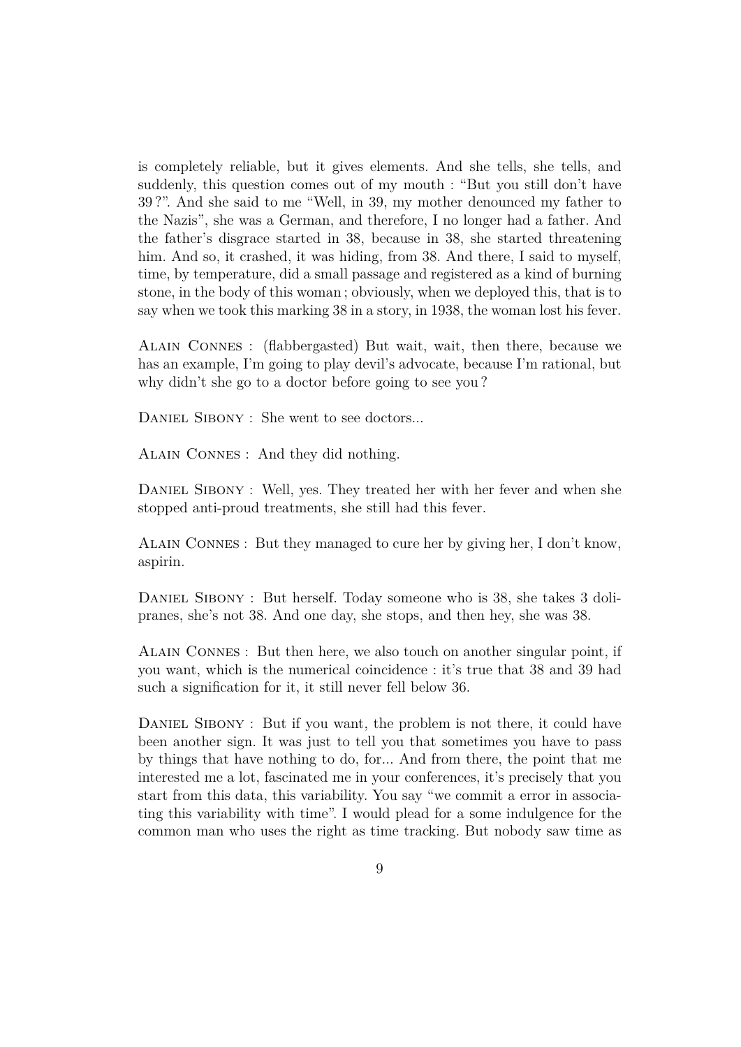is completely reliable, but it gives elements. And she tells, she tells, and suddenly, this question comes out of my mouth : "But you still don't have 39 ?". And she said to me "Well, in 39, my mother denounced my father to the Nazis", she was a German, and therefore, I no longer had a father. And the father's disgrace started in 38, because in 38, she started threatening him. And so, it crashed, it was hiding, from 38. And there, I said to myself, time, by temperature, did a small passage and registered as a kind of burning stone, in the body of this woman ; obviously, when we deployed this, that is to say when we took this marking 38 in a story, in 1938, the woman lost his fever.

Alain Connes : (flabbergasted) But wait, wait, then there, because we has an example, I'm going to play devil's advocate, because I'm rational, but why didn't she go to a doctor before going to see you ?

Daniel Sibony : She went to see doctors...

Alain Connes : And they did nothing.

Daniel Sibony : Well, yes. They treated her with her fever and when she stopped anti-proud treatments, she still had this fever.

Alain Connes : But they managed to cure her by giving her, I don't know, aspirin.

Daniel Sibony : But herself. Today someone who is 38, she takes 3 dolipranes, she's not 38. And one day, she stops, and then hey, she was 38.

Alain Connes : But then here, we also touch on another singular point, if you want, which is the numerical coincidence : it's true that 38 and 39 had such a signification for it, it still never fell below 36.

Daniel Sibony : But if you want, the problem is not there, it could have been another sign. It was just to tell you that sometimes you have to pass by things that have nothing to do, for... And from there, the point that me interested me a lot, fascinated me in your conferences, it's precisely that you start from this data, this variability. You say "we commit a error in associating this variability with time". I would plead for a some indulgence for the common man who uses the right as time tracking. But nobody saw time as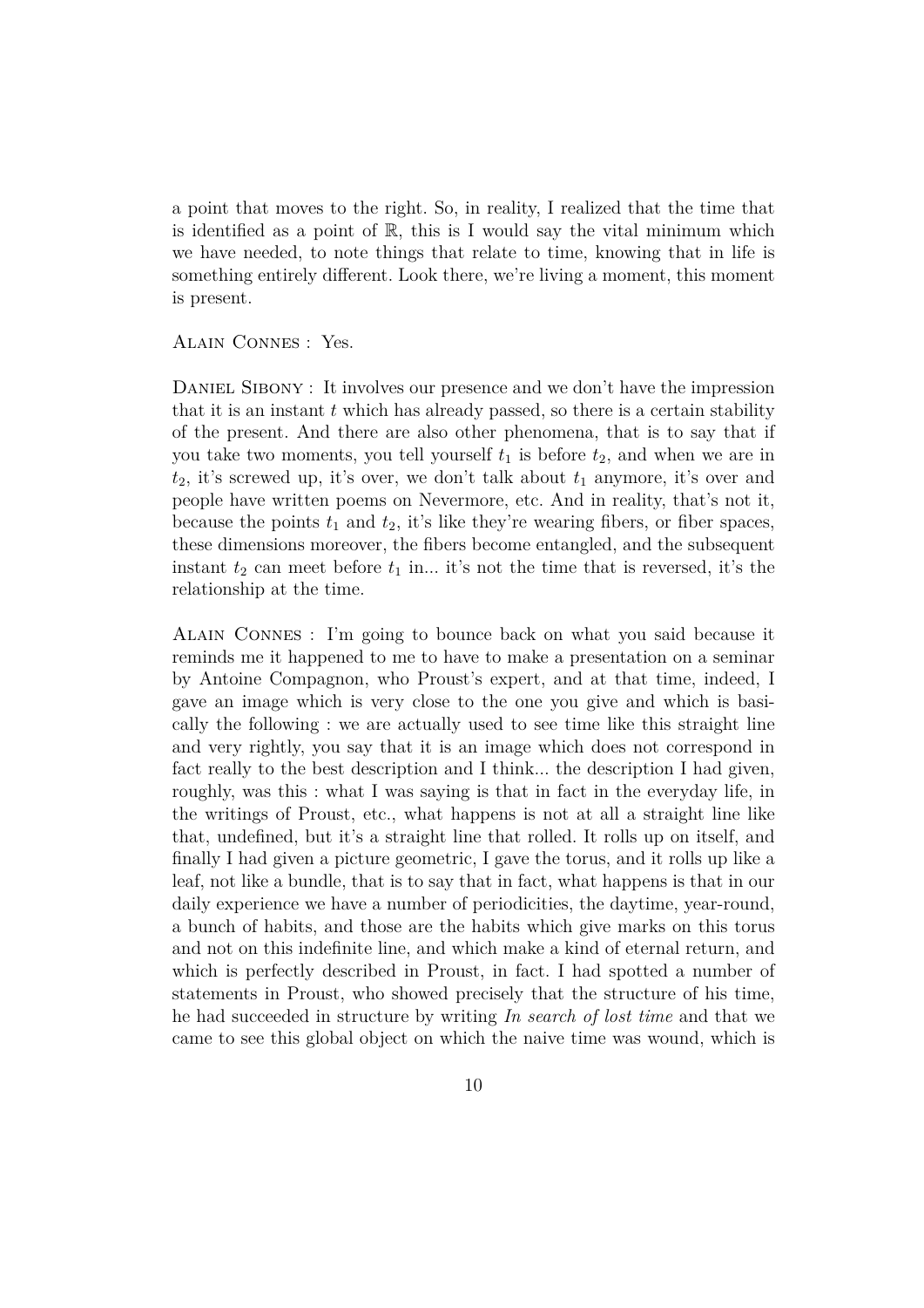a point that moves to the right. So, in reality, I realized that the time that is identified as a point of $\mathbb{R}$, this is I would say the vital minimum which we have needed, to note things that relate to time, knowing that in life is something entirely different. Look there, we're living a moment, this moment is present.

Alain Connes : Yes.

Daniel Sibony : It involves our presence and we don't have the impression that it is an instant $t$ which has already passed, so there is a certain stability of the present. And there are also other phenomena, that is to say that if you take two moments, you tell yourself $t_1$ is before $t_2$, and when we are in $t_2$, it's screwed up, it's over, we don't talk about $t_1$ anymore, it's over and people have written poems on Nevermore, etc. And in reality, that's not it, because the points $t_1$ and $t_2$, it's like they're wearing fibers, or fiber spaces, these dimensions moreover, the fibers become entangled, and the subsequent instant $t_2$ can meet before $t_1$ in... it's not the time that is reversed, it's the relationship at the time.

Alain Connes : I'm going to bounce back on what you said because it reminds me it happened to me to have to make a presentation on a seminar by Antoine Compagnon, who Proust's expert, and at that time, indeed, I gave an image which is very close to the one you give and which is basically the following : we are actually used to see time like this straight line and very rightly, you say that it is an image which does not correspond in fact really to the best description and I think... the description I had given, roughly, was this : what I was saying is that in fact in the everyday life, in the writings of Proust, etc., what happens is not at all a straight line like that, undefined, but it's a straight line that rolled. It rolls up on itself, and finally I had given a picture geometric, I gave the torus, and it rolls up like a leaf, not like a bundle, that is to say that in fact, what happens is that in our daily experience we have a number of periodicities, the daytime, year-round, a bunch of habits, and those are the habits which give marks on this torus and not on this indefinite line, and which make a kind of eternal return, and which is perfectly described in Proust, in fact. I had spotted a number of statements in Proust, who showed precisely that the structure of his time, he had succeeded in structure by writing *In search of lost time* and that we came to see this global object on which the naive time was wound, which is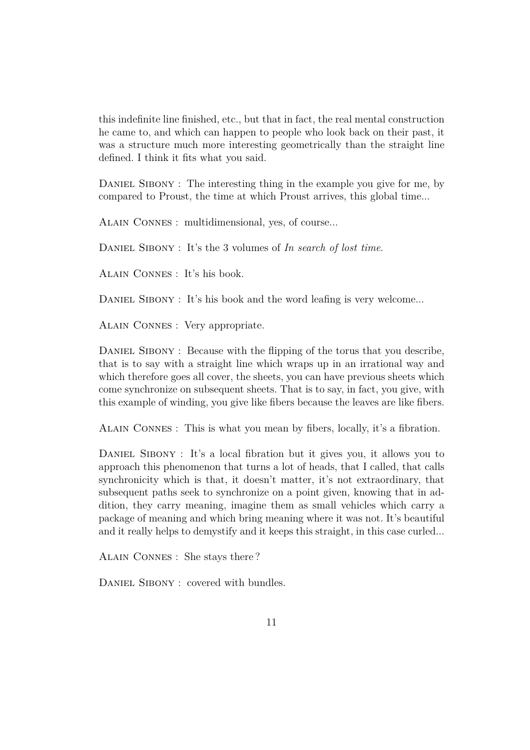this indefinite line finished, etc., but that in fact, the real mental construction he came to, and which can happen to people who look back on their past, it was a structure much more interesting geometrically than the straight line defined. I think it fits what you said.

Daniel Sibony : The interesting thing in the example you give for me, by compared to Proust, the time at which Proust arrives, this global time...

Alain Connes : multidimensional, yes, of course...

Daniel Sibony : It's the 3 volumes of *In search of lost time*.

Alain Connes : It's his book.

Daniel Sibony : It's his book and the word leafing is very welcome...

Alain Connes : Very appropriate.

Daniel Sibony : Because with the flipping of the torus that you describe, that is to say with a straight line which wraps up in an irrational way and which therefore goes all cover, the sheets, you can have previous sheets which come synchronize on subsequent sheets. That is to say, in fact, you give, with this example of winding, you give like fibers because the leaves are like fibers.

Alain Connes : This is what you mean by fibers, locally, it's a fibration.

Daniel Sibony : It's a local fibration but it gives you, it allows you to approach this phenomenon that turns a lot of heads, that I called, that calls synchronicity which is that, it doesn't matter, it's not extraordinary, that subsequent paths seek to synchronize on a point given, knowing that in addition, they carry meaning, imagine them as small vehicles which carry a package of meaning and which bring meaning where it was not. It's beautiful and it really helps to demystify and it keeps this straight, in this case curled...

Alain Connes : She stays there ?

Daniel Sibony : covered with bundles.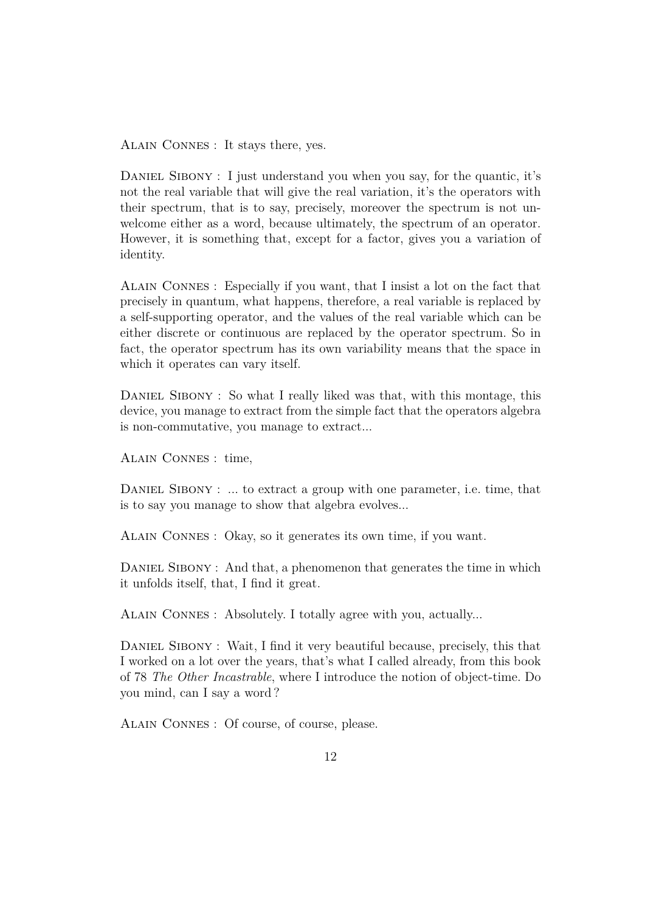Alain Connes : It stays there, yes.

Daniel Sibony : I just understand you when you say, for the quantic, it's not the real variable that will give the real variation, it's the operators with their spectrum, that is to say, precisely, moreover the spectrum is not unwelcome either as a word, because ultimately, the spectrum of an operator. However, it is something that, except for a factor, gives you a variation of identity.

Alain Connes : Especially if you want, that I insist a lot on the fact that precisely in quantum, what happens, therefore, a real variable is replaced by a self-supporting operator, and the values of the real variable which can be either discrete or continuous are replaced by the operator spectrum. So in fact, the operator spectrum has its own variability means that the space in which it operates can vary itself.

Daniel Sibony : So what I really liked was that, with this montage, this device, you manage to extract from the simple fact that the operators algebra is non-commutative, you manage to extract...

Alain Connes : time,

Daniel Sibony : ... to extract a group with one parameter, i.e. time, that is to say you manage to show that algebra evolves...

Alain Connes : Okay, so it generates its own time, if you want.

Daniel Sibony : And that, a phenomenon that generates the time in which it unfolds itself, that, I find it great.

Alain Connes : Absolutely. I totally agree with you, actually...

Daniel Sibony : Wait, I find it very beautiful because, precisely, this that I worked on a lot over the years, that's what I called already, from this book of 78 *The Other Incastrable*, where I introduce the notion of object-time. Do you mind, can I say a word ?

Alain Connes : Of course, of course, please.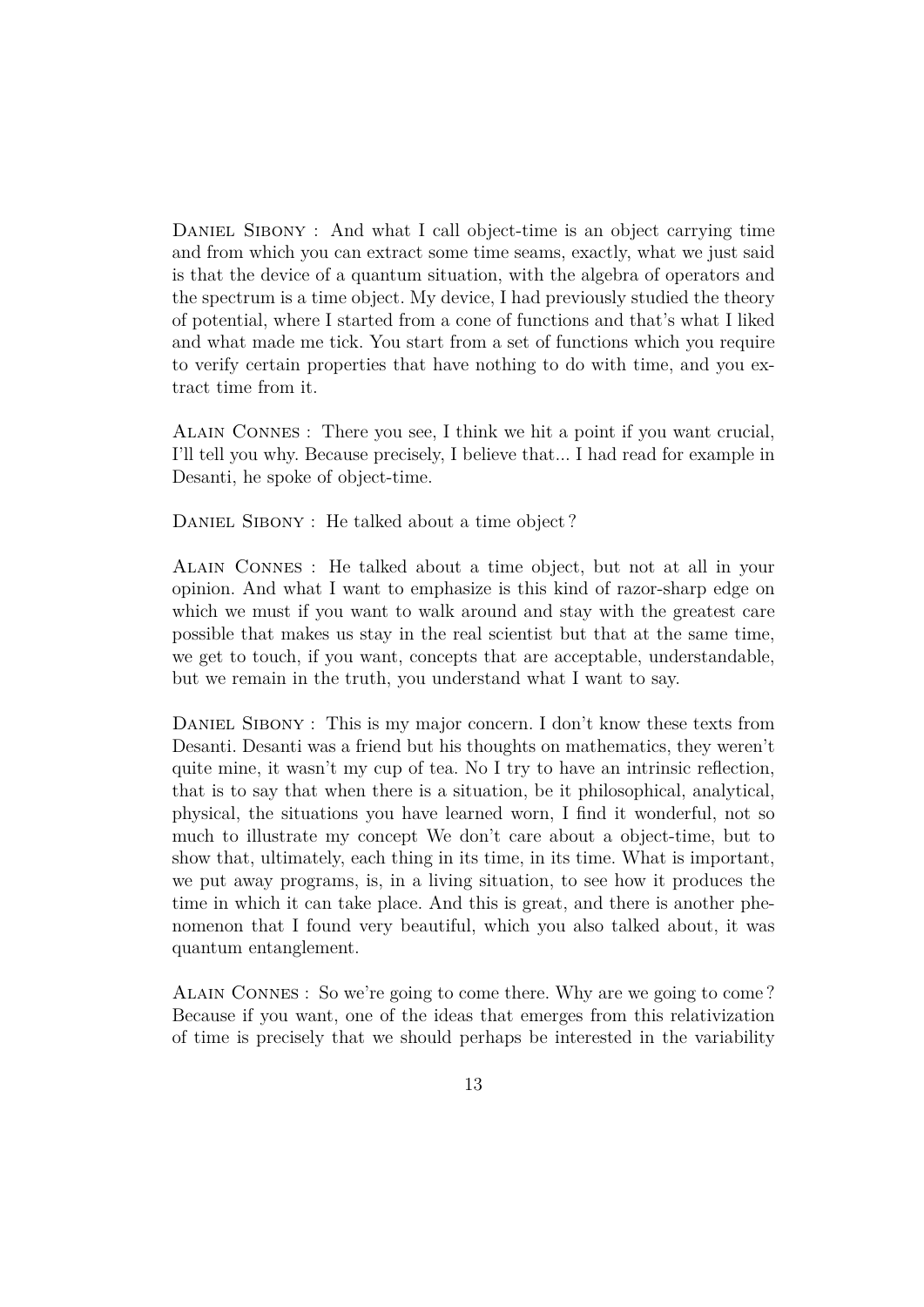Daniel Sibony : And what I call object-time is an object carrying time and from which you can extract some time seams, exactly, what we just said is that the device of a quantum situation, with the algebra of operators and the spectrum is a time object. My device, I had previously studied the theory of potential, where I started from a cone of functions and that's what I liked and what made me tick. You start from a set of functions which you require to verify certain properties that have nothing to do with time, and you extract time from it.

Alain Connes : There you see, I think we hit a point if you want crucial, I'll tell you why. Because precisely, I believe that... I had read for example in Desanti, he spoke of object-time.

Daniel Sibony : He talked about a time object ?

Alain Connes : He talked about a time object, but not at all in your opinion. And what I want to emphasize is this kind of razor-sharp edge on which we must if you want to walk around and stay with the greatest care possible that makes us stay in the real scientist but that at the same time, we get to touch, if you want, concepts that are acceptable, understandable, but we remain in the truth, you understand what I want to say.

Daniel Sibony : This is my major concern. I don't know these texts from Desanti. Desanti was a friend but his thoughts on mathematics, they weren't quite mine, it wasn't my cup of tea. No I try to have an intrinsic reflection, that is to say that when there is a situation, be it philosophical, analytical, physical, the situations you have learned worn, I find it wonderful, not so much to illustrate my concept We don't care about a object-time, but to show that, ultimately, each thing in its time, in its time. What is important, we put away programs, is, in a living situation, to see how it produces the time in which it can take place. And this is great, and there is another phenomenon that I found very beautiful, which you also talked about, it was quantum entanglement.

Alain Connes : So we're going to come there. Why are we going to come ? Because if you want, one of the ideas that emerges from this relativization of time is precisely that we should perhaps be interested in the variability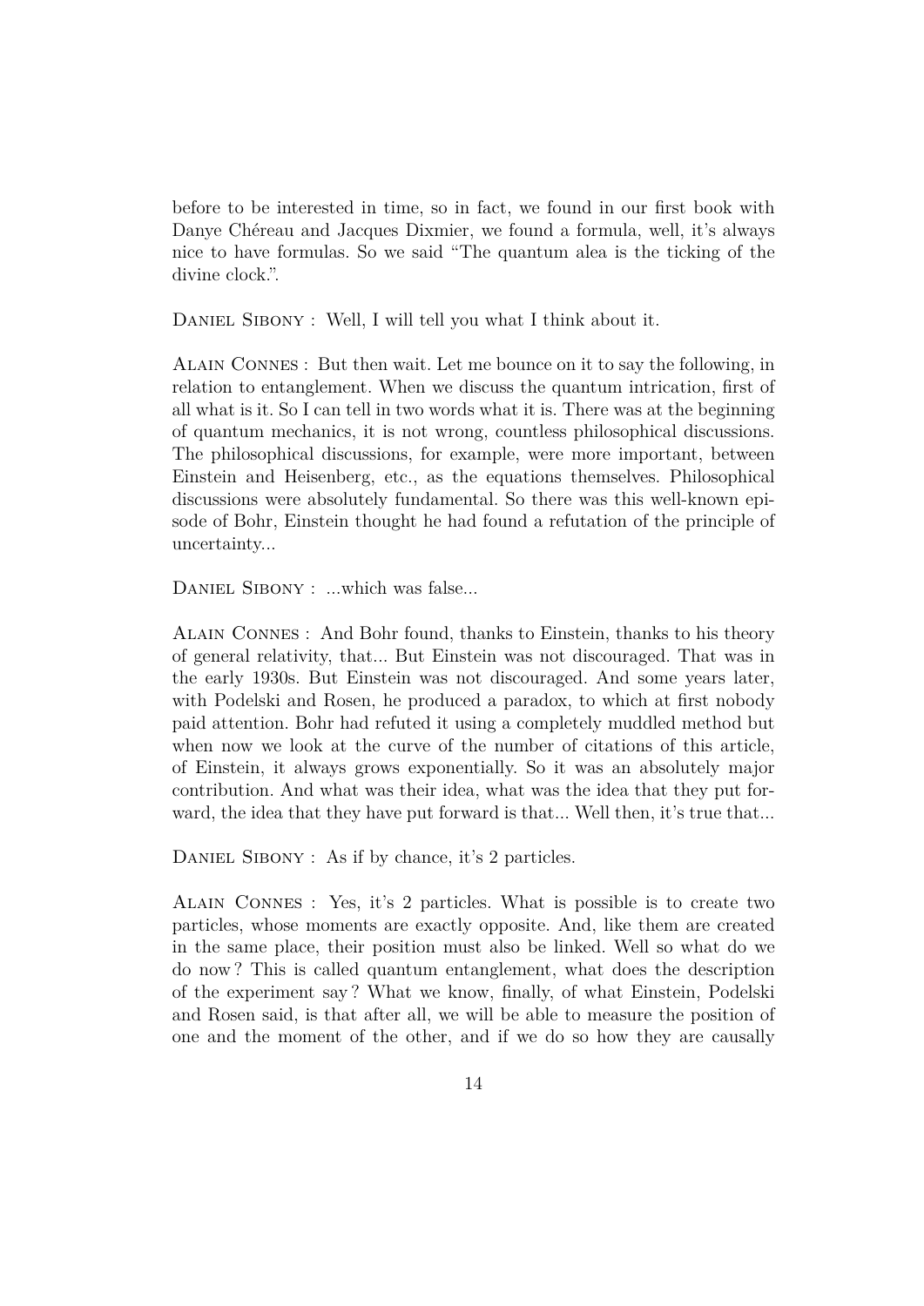before to be interested in time, so in fact, we found in our first book with Danye Chéreau and Jacques Dixmier, we found a formula, well, it's always nice to have formulas. So we said "The quantum alea is the ticking of the divine clock.".

Daniel Sibony : Well, I will tell you what I think about it.

Alain Connes : But then wait. Let me bounce on it to say the following, in relation to entanglement. When we discuss the quantum intrication, first of all what is it. So I can tell in two words what it is. There was at the beginning of quantum mechanics, it is not wrong, countless philosophical discussions. The philosophical discussions, for example, were more important, between Einstein and Heisenberg, etc., as the equations themselves. Philosophical discussions were absolutely fundamental. So there was this well-known episode of Bohr, Einstein thought he had found a refutation of the principle of uncertainty...

Daniel Sibony : ...which was false...

Alain Connes : And Bohr found, thanks to Einstein, thanks to his theory of general relativity, that... But Einstein was not discouraged. That was in the early 1930s. But Einstein was not discouraged. And some years later, with Podelski and Rosen, he produced a paradox, to which at first nobody paid attention. Bohr had refuted it using a completely muddled method but when now we look at the curve of the number of citations of this article, of Einstein, it always grows exponentially. So it was an absolutely major contribution. And what was their idea, what was the idea that they put forward, the idea that they have put forward is that... Well then, it's true that...

Daniel Sibony : As if by chance, it's 2 particles.

Alain Connes : Yes, it's 2 particles. What is possible is to create two particles, whose moments are exactly opposite. And, like them are created in the same place, their position must also be linked. Well so what do we do now? This is called quantum entanglement, what does the description of the experiment say? What we know, finally, of what Einstein, Podelski and Rosen said, is that after all, we will be able to measure the position of one and the moment of the other, and if we do so how they are causally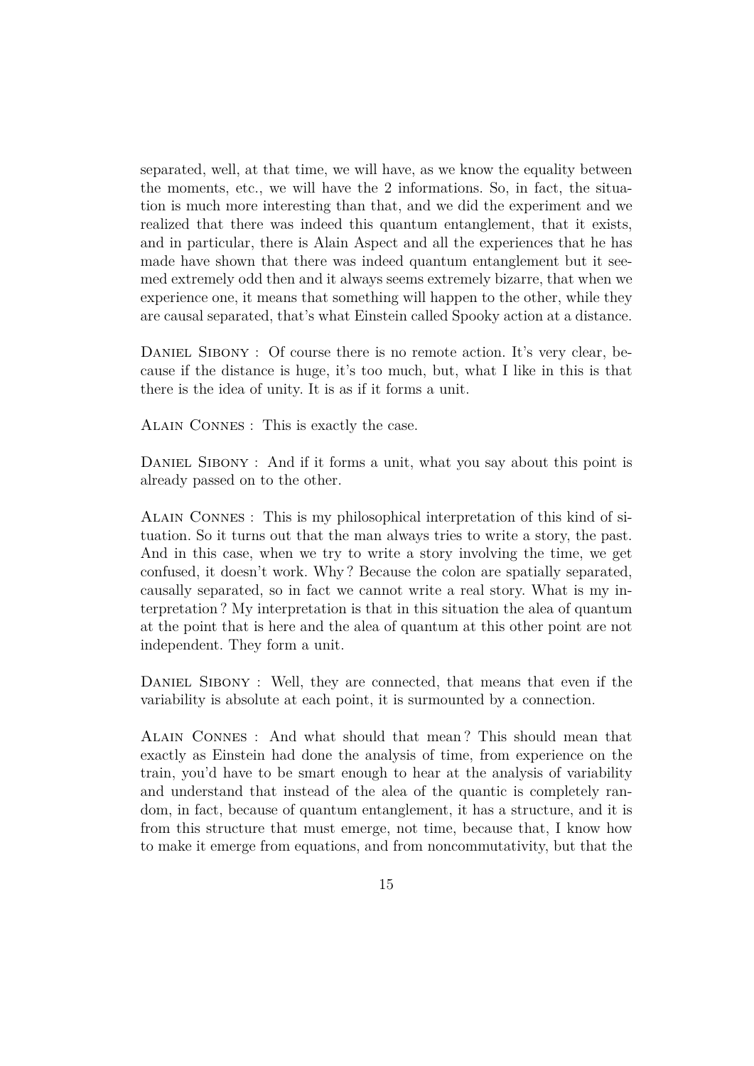separated, well, at that time, we will have, as we know the equality between the moments, etc., we will have the 2 informations. So, in fact, the situation is much more interesting than that, and we did the experiment and we realized that there was indeed this quantum entanglement, that it exists, and in particular, there is Alain Aspect and all the experiences that he has made have shown that there was indeed quantum entanglement but it seemed extremely odd then and it always seems extremely bizarre, that when we experience one, it means that something will happen to the other, while they are causal separated, that's what Einstein called Spooky action at a distance.

Daniel Sibony : Of course there is no remote action. It's very clear, because if the distance is huge, it's too much, but, what I like in this is that there is the idea of unity. It is as if it forms a unit.

Alain Connes : This is exactly the case.

Daniel Sibony : And if it forms a unit, what you say about this point is already passed on to the other.

Alain Connes : This is my philosophical interpretation of this kind of situation. So it turns out that the man always tries to write a story, the past. And in this case, when we try to write a story involving the time, we get confused, it doesn't work. Why ? Because the colon are spatially separated, causally separated, so in fact we cannot write a real story. What is my interpretation ? My interpretation is that in this situation the alea of quantum at the point that is here and the alea of quantum at this other point are not independent. They form a unit.

Daniel Sibony : Well, they are connected, that means that even if the variability is absolute at each point, it is surmounted by a connection.

Alain Connes : And what should that mean ? This should mean that exactly as Einstein had done the analysis of time, from experience on the train, you'd have to be smart enough to hear at the analysis of variability and understand that instead of the alea of the quantic is completely random, in fact, because of quantum entanglement, it has a structure, and it is from this structure that must emerge, not time, because that, I know how to make it emerge from equations, and from noncommutativity, but that the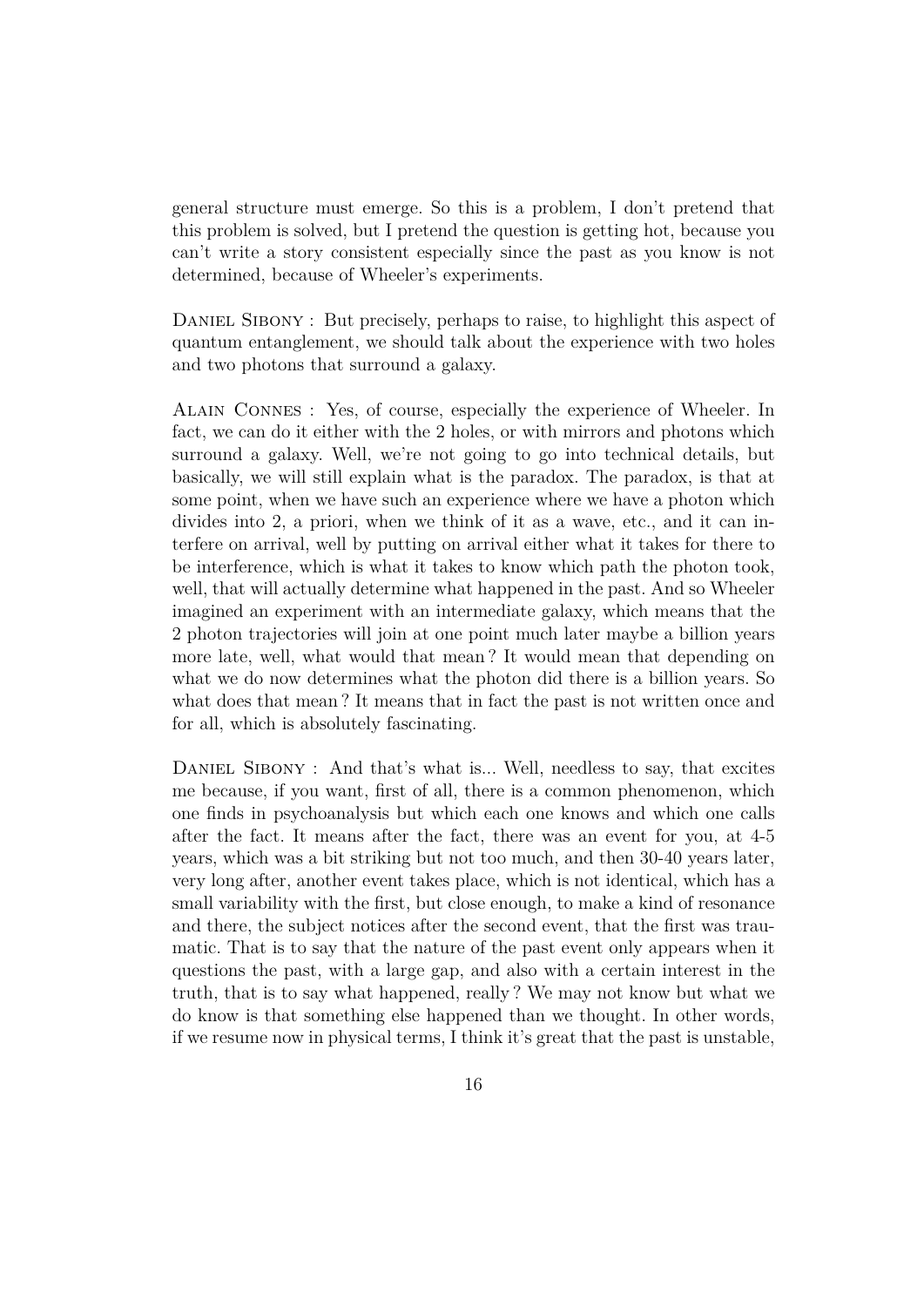general structure must emerge. So this is a problem, I don't pretend that this problem is solved, but I pretend the question is getting hot, because you can't write a story consistent especially since the past as you know is not determined, because of Wheeler's experiments.

Daniel Sibony : But precisely, perhaps to raise, to highlight this aspect of quantum entanglement, we should talk about the experience with two holes and two photons that surround a galaxy.

Alain Connes : Yes, of course, especially the experience of Wheeler. In fact, we can do it either with the 2 holes, or with mirrors and photons which surround a galaxy. Well, we're not going to go into technical details, but basically, we will still explain what is the paradox. The paradox, is that at some point, when we have such an experience where we have a photon which divides into 2, a priori, when we think of it as a wave, etc., and it can interfere on arrival, well by putting on arrival either what it takes for there to be interference, which is what it takes to know which path the photon took, well, that will actually determine what happened in the past. And so Wheeler imagined an experiment with an intermediate galaxy, which means that the 2 photon trajectories will join at one point much later maybe a billion years more late, well, what would that mean ? It would mean that depending on what we do now determines what the photon did there is a billion years. So what does that mean ? It means that in fact the past is not written once and for all, which is absolutely fascinating.

Daniel Sibony : And that's what is... Well, needless to say, that excites me because, if you want, first of all, there is a common phenomenon, which one finds in psychoanalysis but which each one knows and which one calls after the fact. It means after the fact, there was an event for you, at 4-5 years, which was a bit striking but not too much, and then 30-40 years later, very long after, another event takes place, which is not identical, which has a small variability with the first, but close enough, to make a kind of resonance and there, the subject notices after the second event, that the first was traumatic. That is to say that the nature of the past event only appears when it questions the past, with a large gap, and also with a certain interest in the truth, that is to say what happened, really ? We may not know but what we do know is that something else happened than we thought. In other words, if we resume now in physical terms, I think it's great that the past is unstable,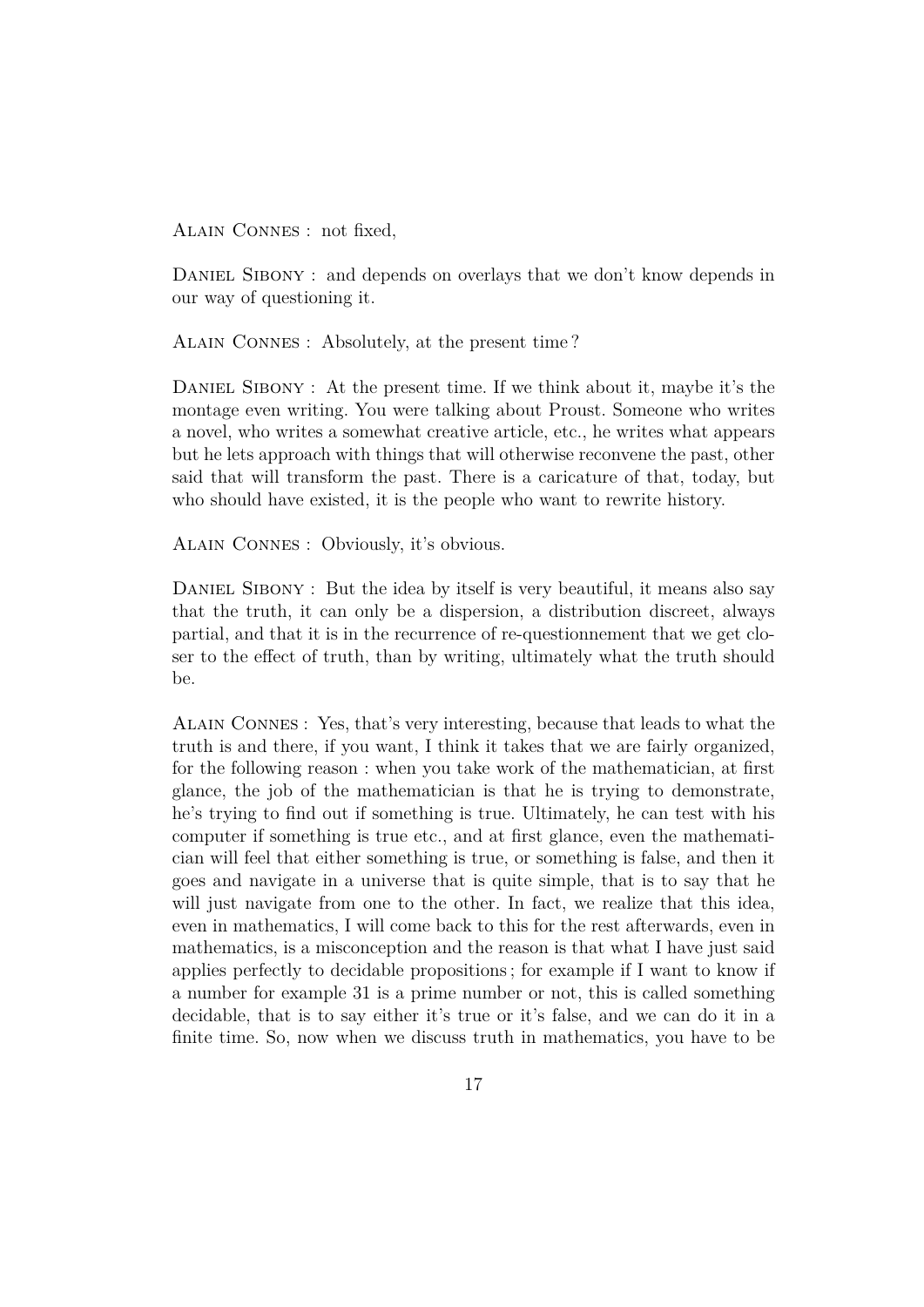Alain Connes : not fixed,

Daniel Sibony : and depends on overlays that we don't know depends in our way of questioning it.

Alain Connes : Absolutely, at the present time ?

Daniel Sibony : At the present time. If we think about it, maybe it's the montage even writing. You were talking about Proust. Someone who writes a novel, who writes a somewhat creative article, etc., he writes what appears but he lets approach with things that will otherwise reconvene the past, other said that will transform the past. There is a caricature of that, today, but who should have existed, it is the people who want to rewrite history.

Alain Connes : Obviously, it's obvious.

Daniel Sibony : But the idea by itself is very beautiful, it means also say that the truth, it can only be a dispersion, a distribution discreet, always partial, and that it is in the recurrence of re-questionnement that we get closer to the effect of truth, than by writing, ultimately what the truth should be.

Alain Connes : Yes, that's very interesting, because that leads to what the truth is and there, if you want, I think it takes that we are fairly organized, for the following reason : when you take work of the mathematician, at first glance, the job of the mathematician is that he is trying to demonstrate, he's trying to find out if something is true. Ultimately, he can test with his computer if something is true etc., and at first glance, even the mathematician will feel that either something is true, or something is false, and then it goes and navigate in a universe that is quite simple, that is to say that he will just navigate from one to the other. In fact, we realize that this idea, even in mathematics, I will come back to this for the rest afterwards, even in mathematics, is a misconception and the reason is that what I have just said applies perfectly to decidable propositions ; for example if I want to know if a number for example 31 is a prime number or not, this is called something decidable, that is to say either it's true or it's false, and we can do it in a finite time. So, now when we discuss truth in mathematics, you have to be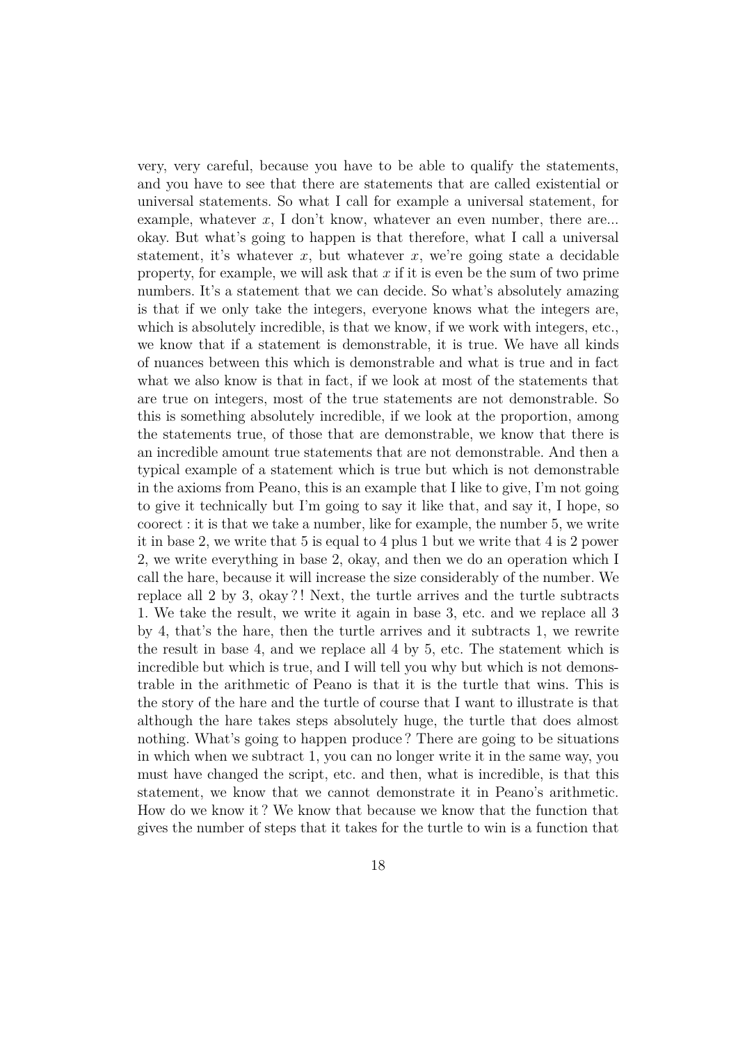very, very careful, because you have to be able to qualify the statements, and you have to see that there are statements that are called existential or universal statements. So what I call for example a universal statement, for example, whatever $x$, I don't know, whatever an even number, there are... okay. But what's going to happen is that therefore, what I call a universal statement, it's whatever $x$, but whatever $x$, we're going state a decidable property, for example, we will ask that $x$ if it is even be the sum of two prime numbers. It's a statement that we can decide. So what's absolutely amazing is that if we only take the integers, everyone knows what the integers are, which is absolutely incredible, is that we know, if we work with integers, etc., we know that if a statement is demonstrable, it is true. We have all kinds of nuances between this which is demonstrable and what is true and in fact what we also know is that in fact, if we look at most of the statements that are true on integers, most of the true statements are not demonstrable. So this is something absolutely incredible, if we look at the proportion, among the statements true, of those that are demonstrable, we know that there is an incredible amount true statements that are not demonstrable. And then a typical example of a statement which is true but which is not demonstrable in the axioms from Peano, this is an example that I like to give, I'm not going to give it technically but I'm going to say it like that, and say it, I hope, so coorect : it is that we take a number, like for example, the number 5, we write it in base 2, we write that 5 is equal to 4 plus 1 but we write that 4 is 2 power 2, we write everything in base 2, okay, and then we do an operation which I call the hare, because it will increase the size considerably of the number. We replace all 2 by 3, okay ?! Next, the turtle arrives and the turtle subtracts 1. We take the result, we write it again in base 3, etc. and we replace all 3 by 4, that's the hare, then the turtle arrives and it subtracts 1, we rewrite the result in base 4, and we replace all 4 by 5, etc. The statement which is incredible but which is true, and I will tell you why but which is not demonstrable in the arithmetic of Peano is that it is the turtle that wins. This is the story of the hare and the turtle of course that I want to illustrate is that although the hare takes steps absolutely huge, the turtle that does almost nothing. What's going to happen produce ? There are going to be situations in which when we subtract 1, you can no longer write it in the same way, you must have changed the script, etc. and then, what is incredible, is that this statement, we know that we cannot demonstrate it in Peano's arithmetic. How do we know it ? We know that because we know that the function that gives the number of steps that it takes for the turtle to win is a function that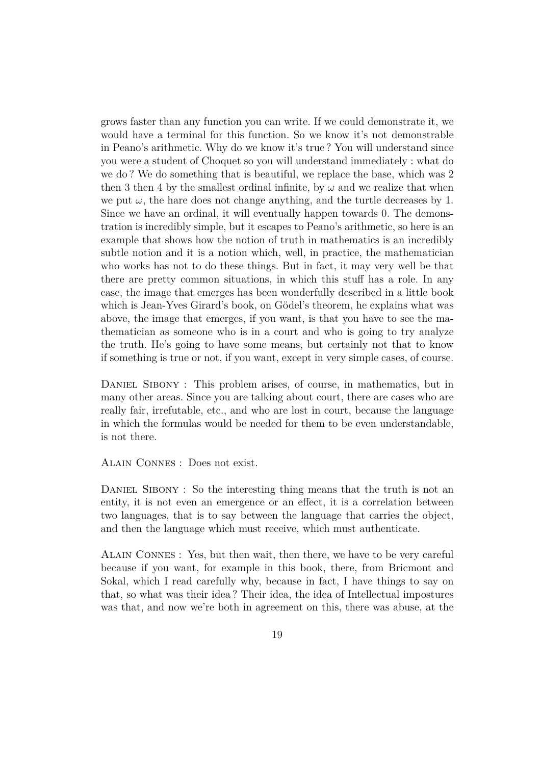grows faster than any function you can write. If we could demonstrate it, we would have a terminal for this function. So we know it's not demonstrable in Peano's arithmetic. Why do we know it's true ? You will understand since you were a student of Choquet so you will understand immediately : what do we do ? We do something that is beautiful, we replace the base, which was 2 then 3 then 4 by the smallest ordinal infinite, by $\omega$ and we realize that when we put $\omega$, the hare does not change anything, and the turtle decreases by 1. Since we have an ordinal, it will eventually happen towards 0. The demonstration is incredibly simple, but it escapes to Peano's arithmetic, so here is an example that shows how the notion of truth in mathematics is an incredibly subtle notion and it is a notion which, well, in practice, the mathematician who works has not to do these things. But in fact, it may very well be that there are pretty common situations, in which this stuff has a role. In any case, the image that emerges has been wonderfully described in a little book which is Jean-Yves Girard's book, on Gödel's theorem, he explains what was above, the image that emerges, if you want, is that you have to see the mathematician as someone who is in a court and who is going to try analyze the truth. He's going to have some means, but certainly not that to know if something is true or not, if you want, except in very simple cases, of course.

Daniel Sibony : This problem arises, of course, in mathematics, but in many other areas. Since you are talking about court, there are cases who are really fair, irrefutable, etc., and who are lost in court, because the language in which the formulas would be needed for them to be even understandable, is not there.

Alain Connes : Does not exist.

Daniel Sibony : So the interesting thing means that the truth is not an entity, it is not even an emergence or an effect, it is a correlation between two languages, that is to say between the language that carries the object, and then the language which must receive, which must authenticate.

Alain Connes : Yes, but then wait, then there, we have to be very careful because if you want, for example in this book, there, from Bricmont and Sokal, which I read carefully why, because in fact, I have things to say on that, so what was their idea ? Their idea, the idea of Intellectual impostures was that, and now we're both in agreement on this, there was abuse, at the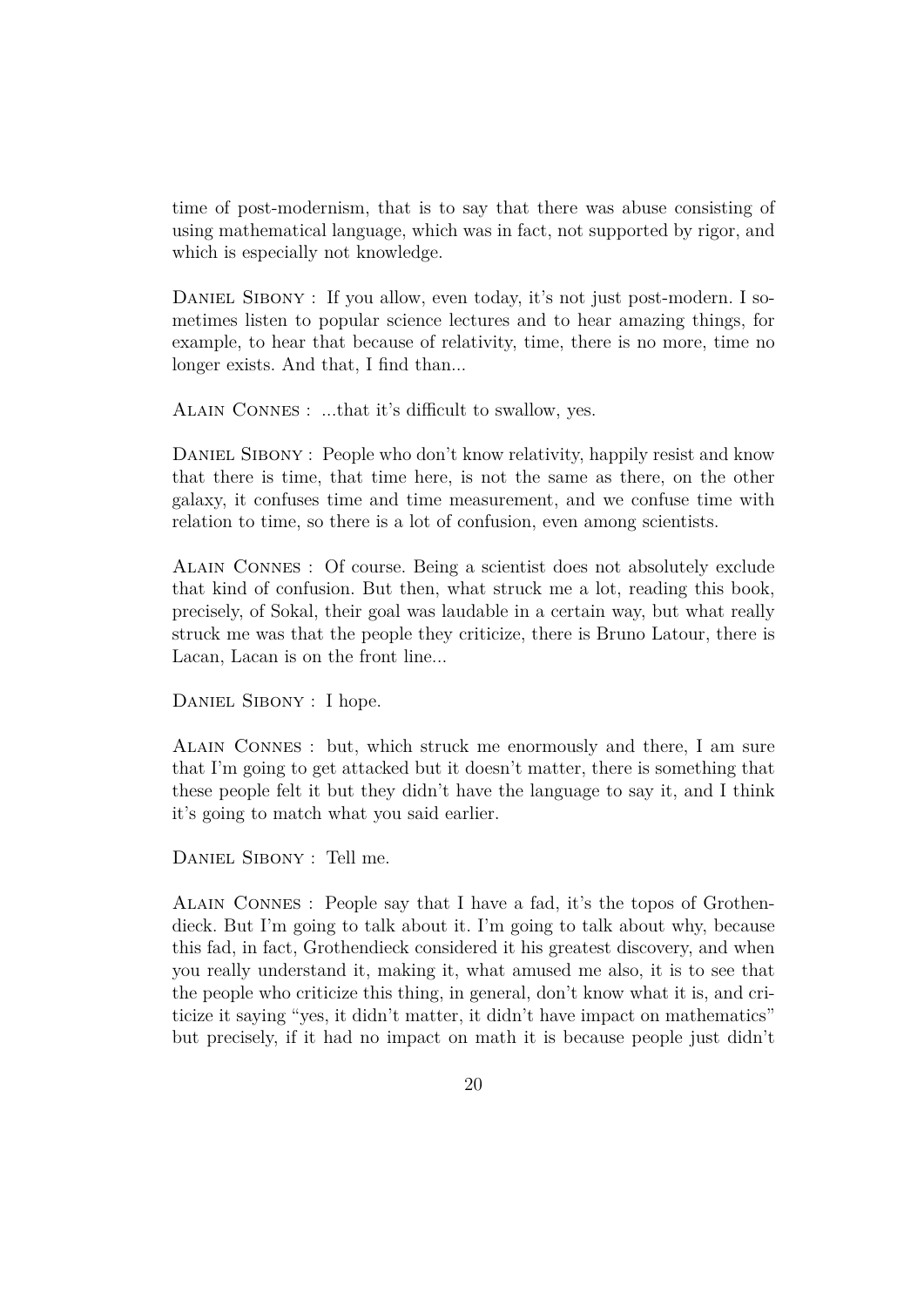time of post-modernism, that is to say that there was abuse consisting of using mathematical language, which was in fact, not supported by rigor, and which is especially not knowledge.

Daniel Sibony : If you allow, even today, it's not just post-modern. I sometimes listen to popular science lectures and to hear amazing things, for example, to hear that because of relativity, time, there is no more, time no longer exists. And that, I find than...

Alain Connes : ...that it's difficult to swallow, yes.

Daniel Sibony : People who don't know relativity, happily resist and know that there is time, that time here, is not the same as there, on the other galaxy, it confuses time and time measurement, and we confuse time with relation to time, so there is a lot of confusion, even among scientists.

Alain Connes : Of course. Being a scientist does not absolutely exclude that kind of confusion. But then, what struck me a lot, reading this book, precisely, of Sokal, their goal was laudable in a certain way, but what really struck me was that the people they criticize, there is Bruno Latour, there is Lacan, Lacan is on the front line...

Daniel Sibony : I hope.

Alain Connes : but, which struck me enormously and there, I am sure that I'm going to get attacked but it doesn't matter, there is something that these people felt it but they didn't have the language to say it, and I think it's going to match what you said earlier.

Daniel Sibony : Tell me.

Alain Connes : People say that I have a fad, it's the topos of Grothendieck. But I'm going to talk about it. I'm going to talk about why, because this fad, in fact, Grothendieck considered it his greatest discovery, and when you really understand it, making it, what amused me also, it is to see that the people who criticize this thing, in general, don't know what it is, and criticize it saying "yes, it didn't matter, it didn't have impact on mathematics" but precisely, if it had no impact on math it is because people just didn't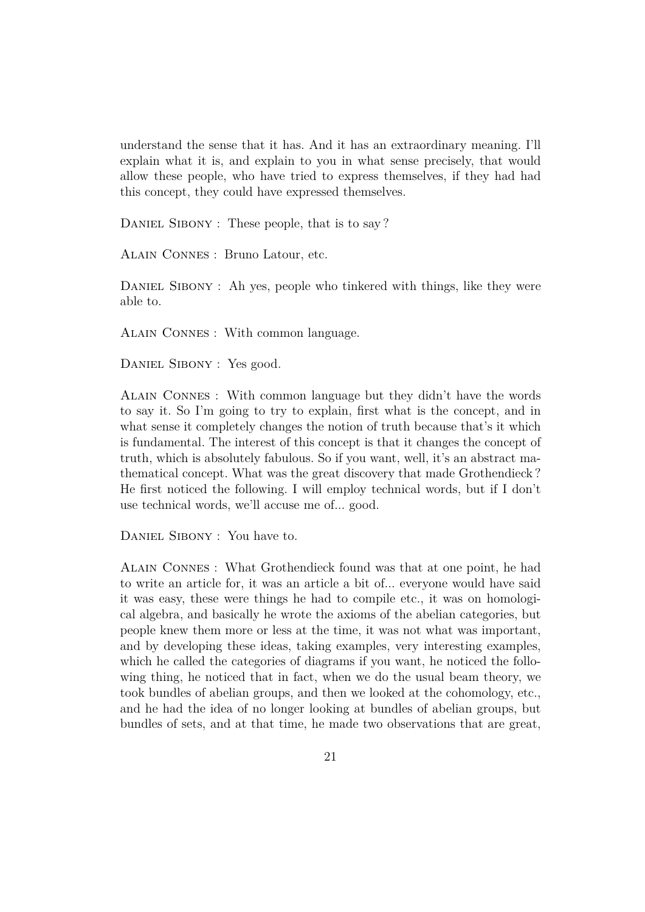understand the sense that it has. And it has an extraordinary meaning. I'll explain what it is, and explain to you in what sense precisely, that would allow these people, who have tried to express themselves, if they had had this concept, they could have expressed themselves.

Daniel Sibony : These people, that is to say ?

Alain Connes : Bruno Latour, etc.

Daniel Sibony : Ah yes, people who tinkered with things, like they were able to.

Alain Connes : With common language.

Daniel Sibony : Yes good.

Alain Connes : With common language but they didn't have the words to say it. So I'm going to try to explain, first what is the concept, and in what sense it completely changes the notion of truth because that's it which is fundamental. The interest of this concept is that it changes the concept of truth, which is absolutely fabulous. So if you want, well, it's an abstract mathematical concept. What was the great discovery that made Grothendieck ? He first noticed the following. I will employ technical words, but if I don't use technical words, we'll accuse me of... good.

Daniel Sibony : You have to.

Alain Connes : What Grothendieck found was that at one point, he had to write an article for, it was an article a bit of... everyone would have said it was easy, these were things he had to compile etc., it was on homological algebra, and basically he wrote the axioms of the abelian categories, but people knew them more or less at the time, it was not what was important, and by developing these ideas, taking examples, very interesting examples, which he called the categories of diagrams if you want, he noticed the following thing, he noticed that in fact, when we do the usual beam theory, we took bundles of abelian groups, and then we looked at the cohomology, etc., and he had the idea of no longer looking at bundles of abelian groups, but bundles of sets, and at that time, he made two observations that are great,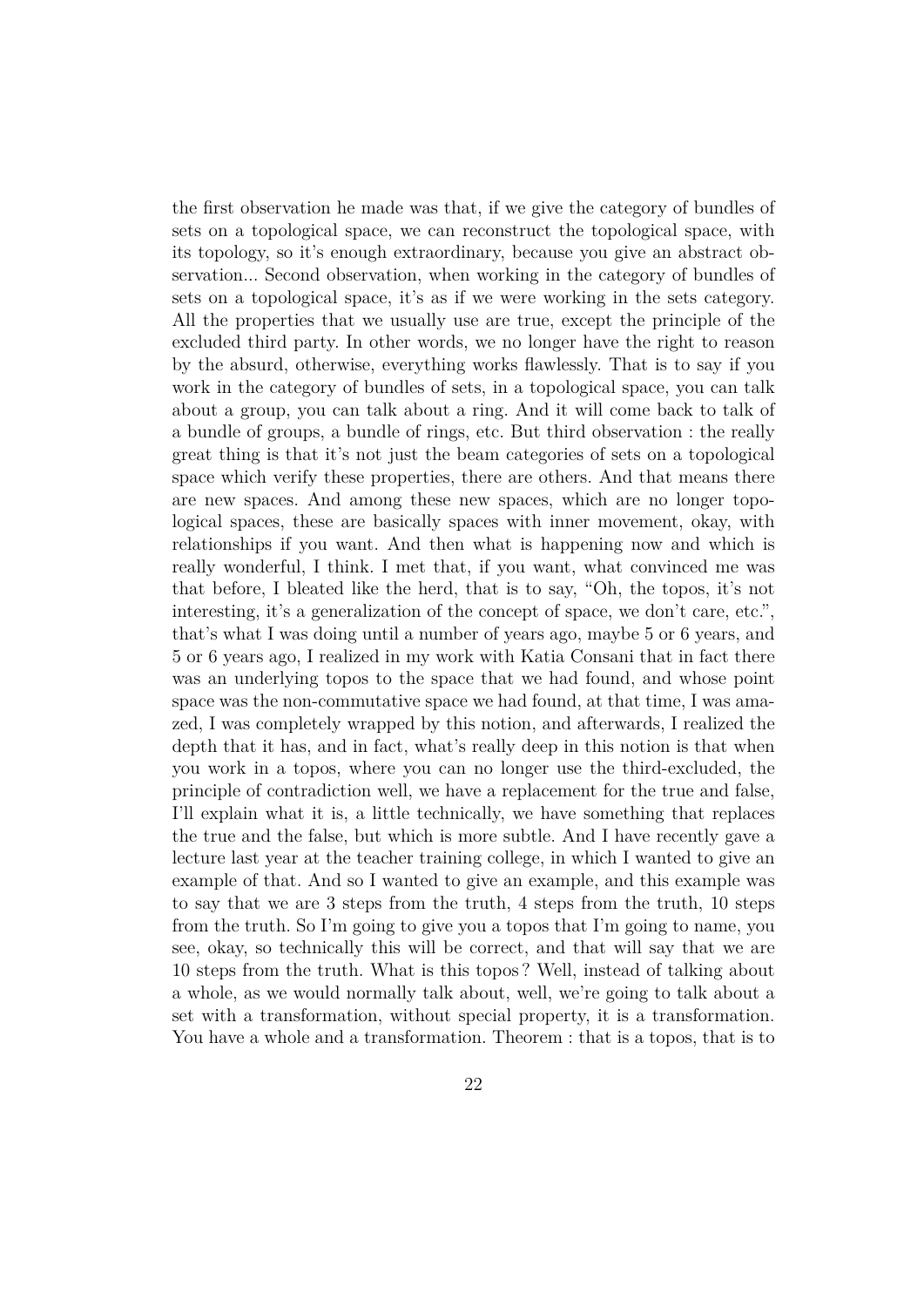the first observation he made was that, if we give the category of bundles of sets on a topological space, we can reconstruct the topological space, with its topology, so it's enough extraordinary, because you give an abstract observation... Second observation, when working in the category of bundles of sets on a topological space, it's as if we were working in the sets category. All the properties that we usually use are true, except the principle of the excluded third party. In other words, we no longer have the right to reason by the absurd, otherwise, everything works flawlessly. That is to say if you work in the category of bundles of sets, in a topological space, you can talk about a group, you can talk about a ring. And it will come back to talk of a bundle of groups, a bundle of rings, etc. But third observation : the really great thing is that it's not just the beam categories of sets on a topological space which verify these properties, there are others. And that means there are new spaces. And among these new spaces, which are no longer topological spaces, these are basically spaces with inner movement, okay, with relationships if you want. And then what is happening now and which is really wonderful, I think. I met that, if you want, what convinced me was that before, I bleated like the herd, that is to say, "Oh, the topos, it's not interesting, it's a generalization of the concept of space, we don't care, etc.", that's what I was doing until a number of years ago, maybe 5 or 6 years, and 5 or 6 years ago, I realized in my work with Katia Consani that in fact there was an underlying topos to the space that we had found, and whose point space was the non-commutative space we had found, at that time, I was amazed, I was completely wrapped by this notion, and afterwards, I realized the depth that it has, and in fact, what's really deep in this notion is that when you work in a topos, where you can no longer use the third-excluded, the principle of contradiction well, we have a replacement for the true and false, I'll explain what it is, a little technically, we have something that replaces the true and the false, but which is more subtle. And I have recently gave a lecture last year at the teacher training college, in which I wanted to give an example of that. And so I wanted to give an example, and this example was to say that we are 3 steps from the truth, 4 steps from the truth, 10 steps from the truth. So I'm going to give you a topos that I'm going to name, you see, okay, so technically this will be correct, and that will say that we are 10 steps from the truth. What is this topos ? Well, instead of talking about a whole, as we would normally talk about, well, we're going to talk about a set with a transformation, without special property, it is a transformation. You have a whole and a transformation. Theorem : that is a topos, that is to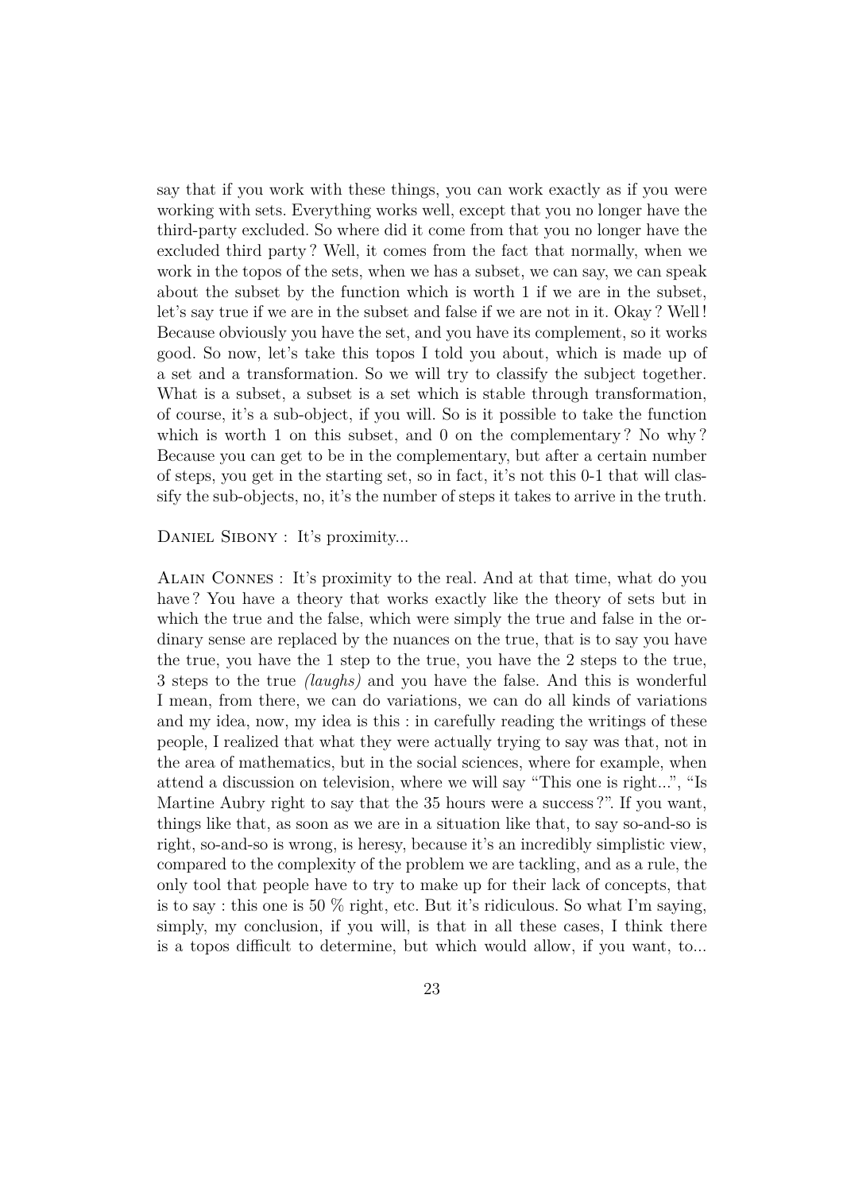say that if you work with these things, you can work exactly as if you were working with sets. Everything works well, except that you no longer have the third-party excluded. So where did it come from that you no longer have the excluded third party ? Well, it comes from the fact that normally, when we work in the topos of the sets, when we has a subset, we can say, we can speak about the subset by the function which is worth 1 if we are in the subset, let's say true if we are in the subset and false if we are not in it. Okay ? Well ! Because obviously you have the set, and you have its complement, so it works good. So now, let's take this topos I told you about, which is made up of a set and a transformation. So we will try to classify the subject together. What is a subset, a subset is a set which is stable through transformation, of course, it's a sub-object, if you will. So is it possible to take the function which is worth 1 on this subset, and 0 on the complementary ? No why ? Because you can get to be in the complementary, but after a certain number of steps, you get in the starting set, so in fact, it's not this 0-1 that will classify the sub-objects, no, it's the number of steps it takes to arrive in the truth.

Daniel Sibony : It's proximity...

Alain Connes : It's proximity to the real. And at that time, what do you have ? You have a theory that works exactly like the theory of sets but in which the true and the false, which were simply the true and false in the ordinary sense are replaced by the nuances on the true, that is to say you have the true, you have the 1 step to the true, you have the 2 steps to the true, 3 steps to the true *(laughs)* and you have the false. And this is wonderful I mean, from there, we can do variations, we can do all kinds of variations and my idea, now, my idea is this : in carefully reading the writings of these people, I realized that what they were actually trying to say was that, not in the area of mathematics, but in the social sciences, where for example, when attend a discussion on television, where we will say "This one is right...", "Is Martine Aubry right to say that the 35 hours were a success ?". If you want, things like that, as soon as we are in a situation like that, to say so-and-so is right, so-and-so is wrong, is heresy, because it's an incredibly simplistic view, compared to the complexity of the problem we are tackling, and as a rule, the only tool that people have to try to make up for their lack of concepts, that is to say : this one is 50 % right, etc. But it's ridiculous. So what I'm saying, simply, my conclusion, if you will, is that in all these cases, I think there is a topos difficult to determine, but which would allow, if you want, to...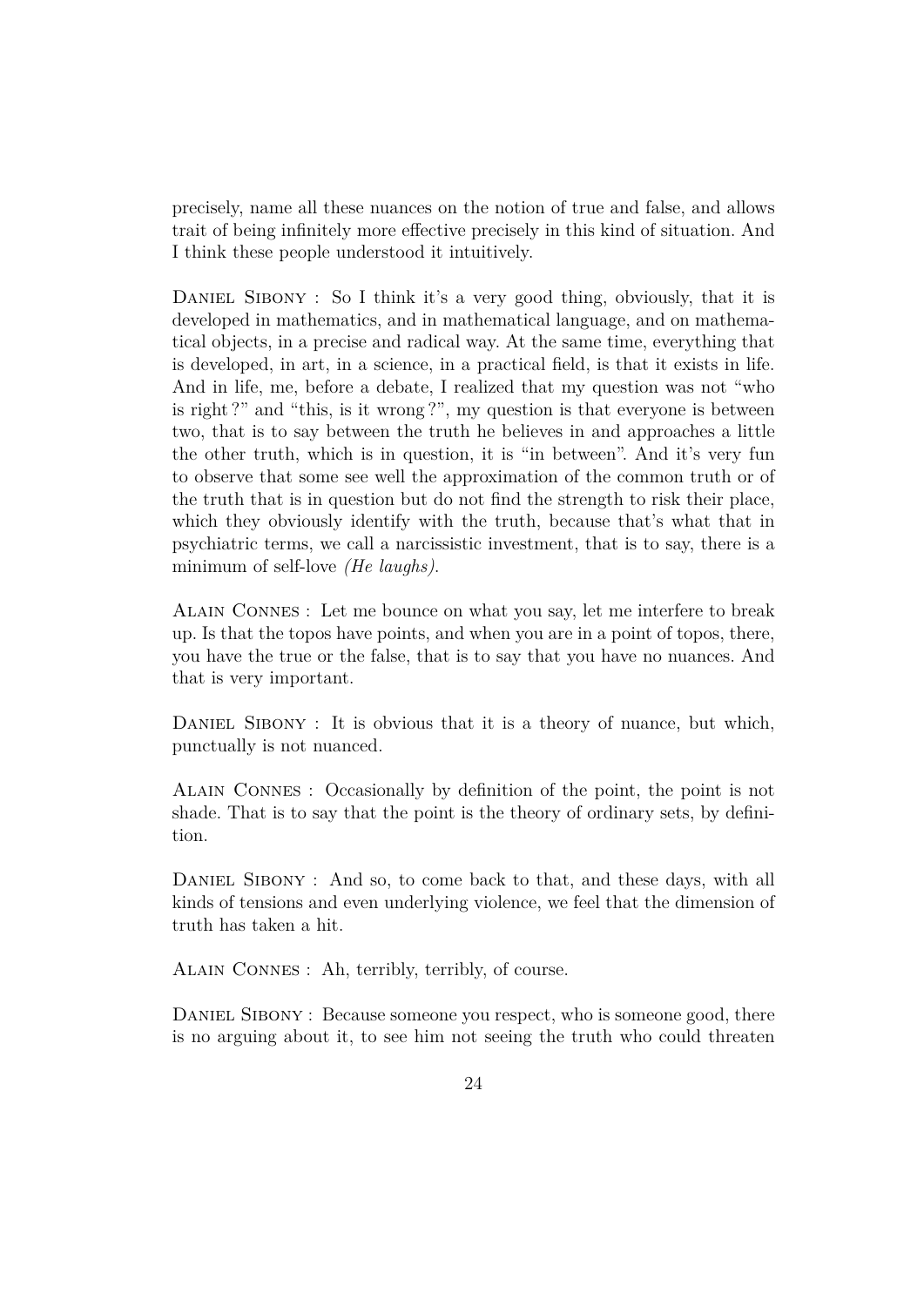precisely, name all these nuances on the notion of true and false, and allows trait of being infinitely more effective precisely in this kind of situation. And I think these people understood it intuitively.

Daniel Sibony : So I think it's a very good thing, obviously, that it is developed in mathematics, and in mathematical language, and on mathematical objects, in a precise and radical way. At the same time, everything that is developed, in art, in a science, in a practical field, is that it exists in life. And in life, me, before a debate, I realized that my question was not "who is right ?" and "this, is it wrong ?", my question is that everyone is between two, that is to say between the truth he believes in and approaches a little the other truth, which is in question, it is "in between". And it's very fun to observe that some see well the approximation of the common truth or of the truth that is in question but do not find the strength to risk their place, which they obviously identify with the truth, because that's what that in psychiatric terms, we call a narcissistic investment, that is to say, there is a minimum of self-love *(He laughs)*.

Alain Connes : Let me bounce on what you say, let me interfere to break up. Is that the topos have points, and when you are in a point of topos, there, you have the true or the false, that is to say that you have no nuances. And that is very important.

Daniel Sibony : It is obvious that it is a theory of nuance, but which, punctually is not nuanced.

Alain Connes : Occasionally by definition of the point, the point is not shade. That is to say that the point is the theory of ordinary sets, by definition.

Daniel Sibony : And so, to come back to that, and these days, with all kinds of tensions and even underlying violence, we feel that the dimension of truth has taken a hit.

Alain Connes : Ah, terribly, terribly, of course.

Daniel Sibony : Because someone you respect, who is someone good, there is no arguing about it, to see him not seeing the truth who could threaten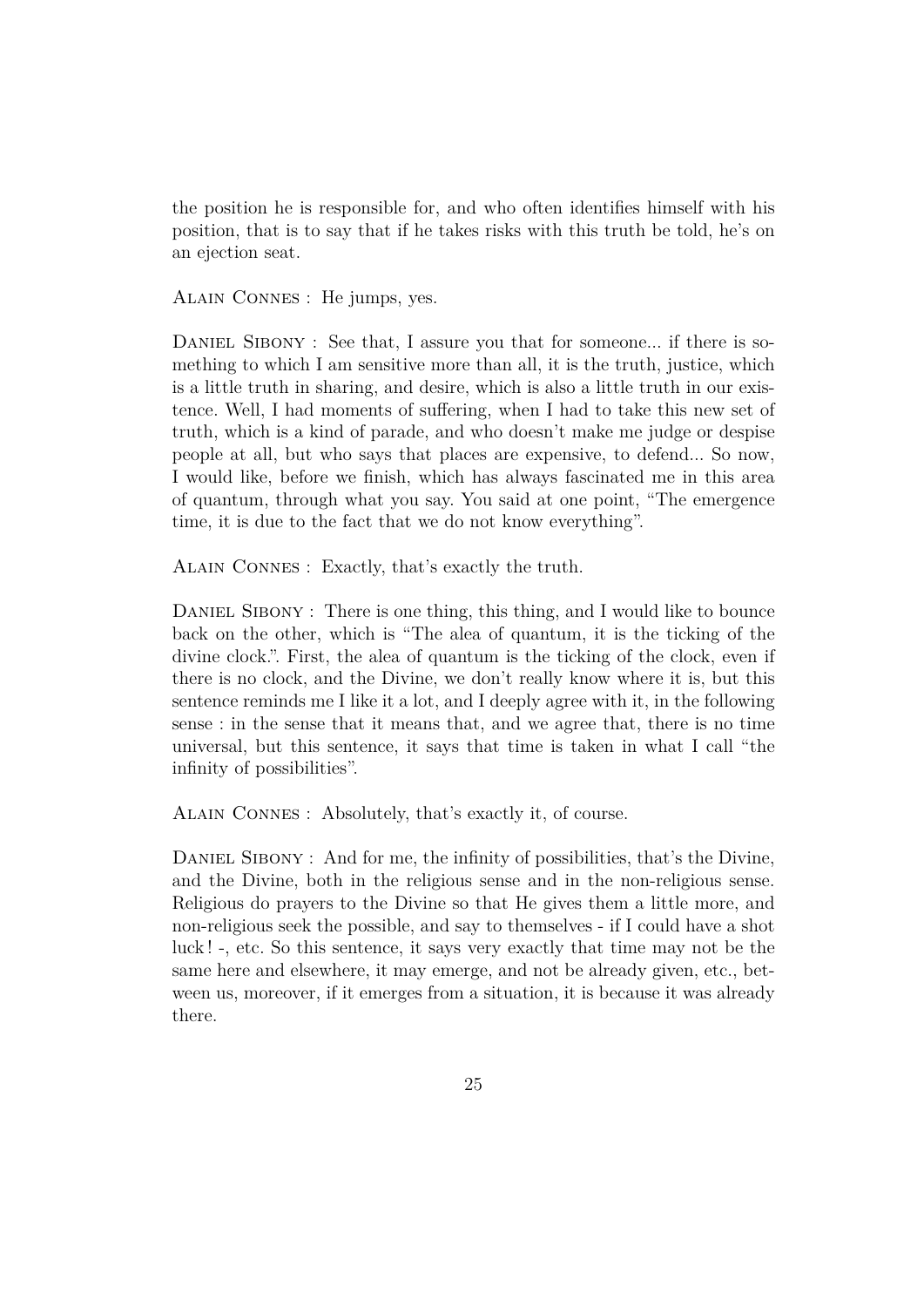the position he is responsible for, and who often identifies himself with his position, that is to say that if he takes risks with this truth be told, he's on an ejection seat.

Alain Connes : He jumps, yes.

Daniel Sibony : See that, I assure you that for someone... if there is something to which I am sensitive more than all, it is the truth, justice, which is a little truth in sharing, and desire, which is also a little truth in our existence. Well, I had moments of suffering, when I had to take this new set of truth, which is a kind of parade, and who doesn't make me judge or despise people at all, but who says that places are expensive, to defend... So now, I would like, before we finish, which has always fascinated me in this area of quantum, through what you say. You said at one point, "The emergence time, it is due to the fact that we do not know everything".

Alain Connes : Exactly, that's exactly the truth.

Daniel Sibony : There is one thing, this thing, and I would like to bounce back on the other, which is "The alea of quantum, it is the ticking of the divine clock.". First, the alea of quantum is the ticking of the clock, even if there is no clock, and the Divine, we don't really know where it is, but this sentence reminds me I like it a lot, and I deeply agree with it, in the following sense : in the sense that it means that, and we agree that, there is no time universal, but this sentence, it says that time is taken in what I call "the infinity of possibilities".

Alain Connes : Absolutely, that's exactly it, of course.

Daniel Sibony : And for me, the infinity of possibilities, that's the Divine, and the Divine, both in the religious sense and in the non-religious sense. Religious do prayers to the Divine so that He gives them a little more, and non-religious seek the possible, and say to themselves - if I could have a shot luck ! -, etc. So this sentence, it says very exactly that time may not be the same here and elsewhere, it may emerge, and not be already given, etc., between us, moreover, if it emerges from a situation, it is because it was already there.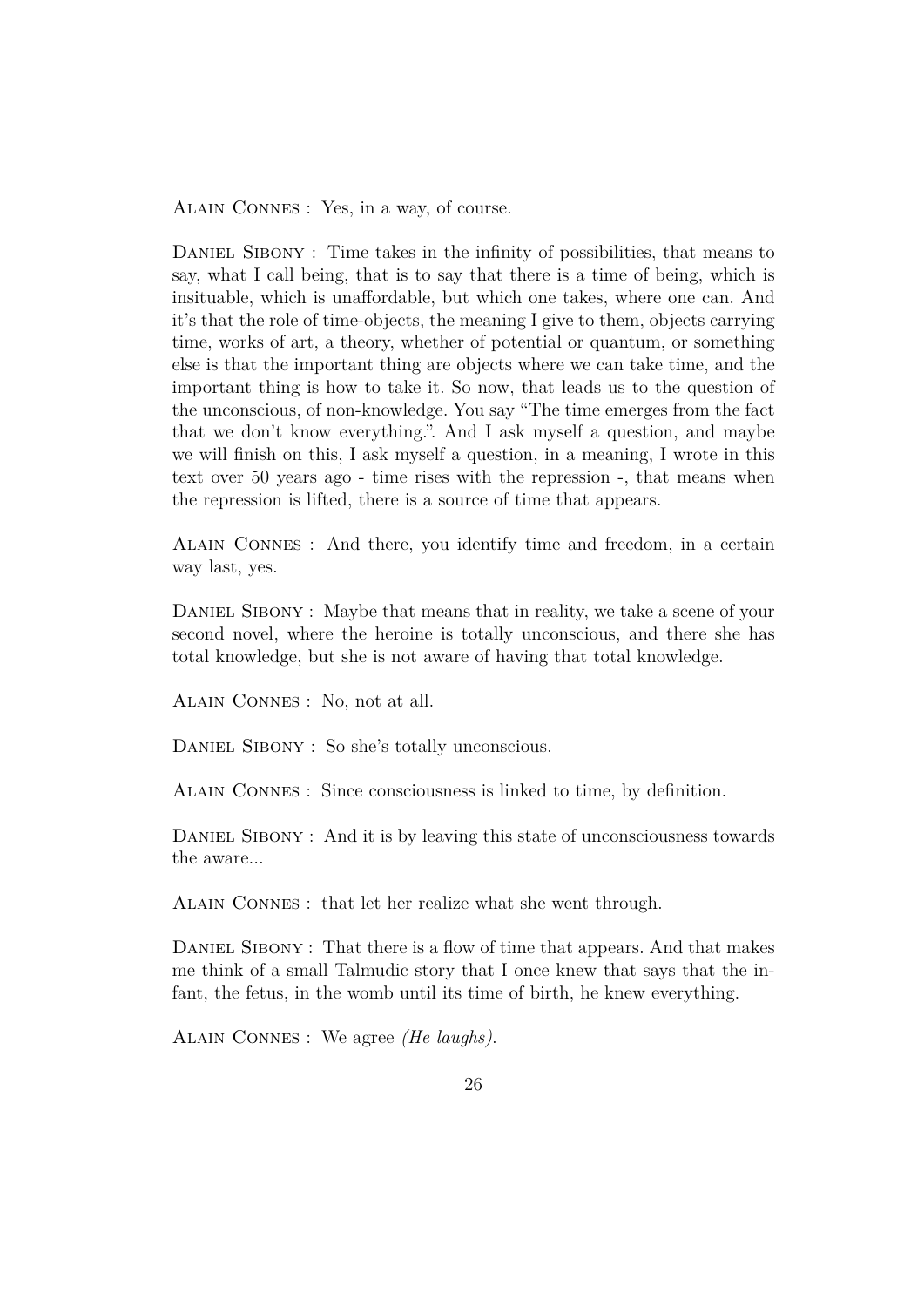Alain Connes : Yes, in a way, of course.

Daniel Sibony : Time takes in the infinity of possibilities, that means to say, what I call being, that is to say that there is a time of being, which is insituable, which is unaffordable, but which one takes, where one can. And it's that the role of time-objects, the meaning I give to them, objects carrying time, works of art, a theory, whether of potential or quantum, or something else is that the important thing are objects where we can take time, and the important thing is how to take it. So now, that leads us to the question of the unconscious, of non-knowledge. You say "The time emerges from the fact that we don't know everything.". And I ask myself a question, and maybe we will finish on this, I ask myself a question, in a meaning, I wrote in this text over 50 years ago - time rises with the repression -, that means when the repression is lifted, there is a source of time that appears.

Alain Connes : And there, you identify time and freedom, in a certain way last, yes.

Daniel Sibony : Maybe that means that in reality, we take a scene of your second novel, where the heroine is totally unconscious, and there she has total knowledge, but she is not aware of having that total knowledge.

Alain Connes : No, not at all.

Daniel Sibony : So she's totally unconscious.

Alain Connes : Since consciousness is linked to time, by definition.

Daniel Sibony : And it is by leaving this state of unconsciousness towards the aware...

Alain Connes : that let her realize what she went through.

Daniel Sibony : That there is a flow of time that appears. And that makes me think of a small Talmudic story that I once knew that says that the infant, the fetus, in the womb until its time of birth, he knew everything.

Alain Connes : We agree *(He laughs).*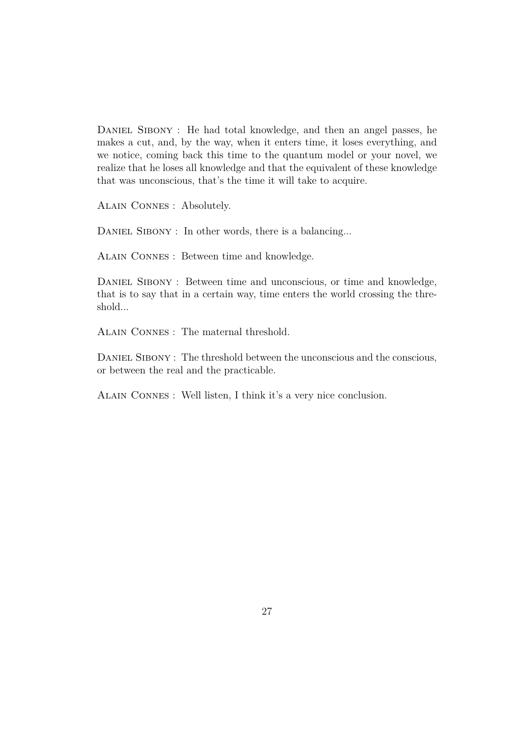Daniel Sibony : He had total knowledge, and then an angel passes, he makes a cut, and, by the way, when it enters time, it loses everything, and we notice, coming back this time to the quantum model or your novel, we realize that he loses all knowledge and that the equivalent of these knowledge that was unconscious, that's the time it will take to acquire.

Alain Connes : Absolutely.

Daniel Sibony : In other words, there is a balancing...

Alain Connes : Between time and knowledge.

Daniel Sibony : Between time and unconscious, or time and knowledge, that is to say that in a certain way, time enters the world crossing the threshold...

Alain Connes : The maternal threshold.

Daniel Sibony : The threshold between the unconscious and the conscious, or between the real and the practicable.

Alain Connes : Well listen, I think it's a very nice conclusion.